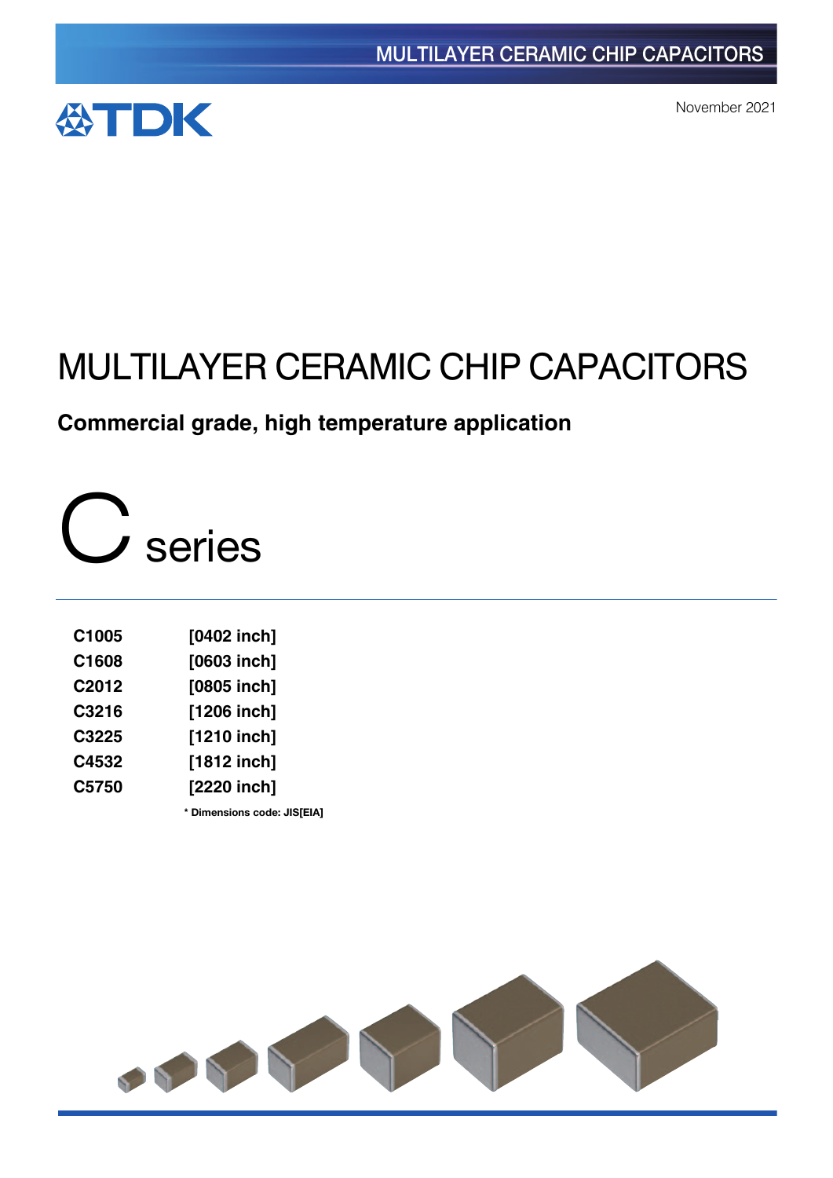MULTILAYER CERAMIC CHIP CAPACITORS

TDK

November 2021

# MULTILAYER CERAMIC CHIP CAPACITORS

## Commercial grade, high temperature application

# C series

| | |
|---|---|
| **C1005** | **[0402 inch]** |
| **C1608** | **[0603 inch]** |
| **C2012** | **[0805 inch]** |
| **C3216** | **[1206 inch]** |
| **C3225** | **[1210 inch]** |
| **C4532** | **[1812 inch]** |
| **C5750** | **[2220 inch]** |

**\* Dimensions code: JIS[EIA]**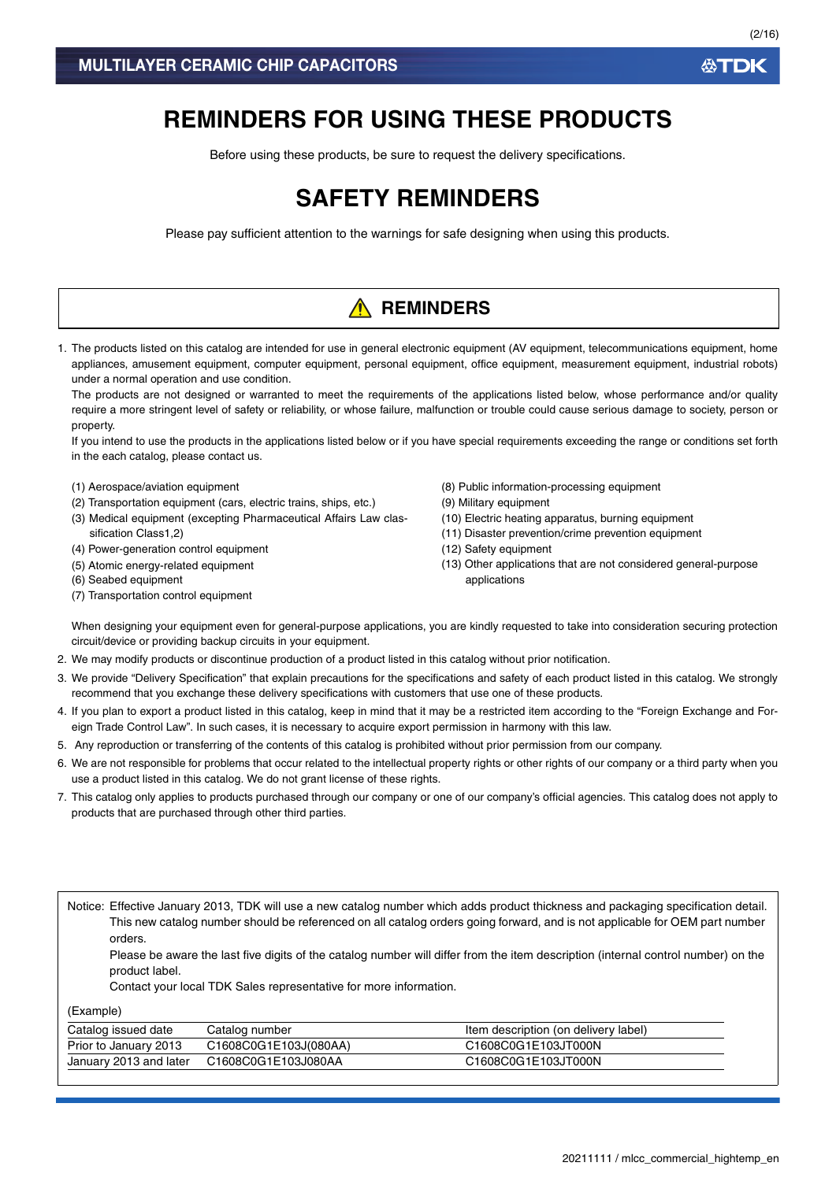# REMINDERS FOR USING THESE PRODUCTS

Before using these products, be sure to request the delivery specifications.

# SAFETY REMINDERS

Please pay sufficient attention to the warnings for safe designing when using this products.

## ⚠ REMINDERS

1. The products listed on this catalog are intended for use in general electronic equipment (AV equipment, telecommunications equipment, home appliances, amusement equipment, computer equipment, personal equipment, office equipment, measurement equipment, industrial robots) under a normal operation and use condition.

   The products are not designed or warranted to meet the requirements of the applications listed below, whose performance and/or quality require a more stringent level of safety or reliability, or whose failure, malfunction or trouble could cause serious damage to society, person or property.

   If you intend to use the products in the applications listed below or if you have special requirements exceeding the range or conditions set forth in the each catalog, please contact us.

   (1) Aerospace/aviation equipment
   (2) Transportation equipment (cars, electric trains, ships, etc.)
   (3) Medical equipment (excepting Pharmaceutical Affairs Law classification Class1,2)
   (4) Power-generation control equipment
   (5) Atomic energy-related equipment
   (6) Seabed equipment
   (7) Transportation control equipment
   (8) Public information-processing equipment
   (9) Military equipment
   (10) Electric heating apparatus, burning equipment
   (11) Disaster prevention/crime prevention equipment
   (12) Safety equipment
   (13) Other applications that are not considered general-purpose applications

   When designing your equipment even for general-purpose applications, you are kindly requested to take into consideration securing protection circuit/device or providing backup circuits in your equipment.

2. We may modify products or discontinue production of a product listed in this catalog without prior notification.
3. We provide “Delivery Specification” that explain precautions for the specifications and safety of each product listed in this catalog. We strongly recommend that you exchange these delivery specifications with customers that use one of these products.
4. If you plan to export a product listed in this catalog, keep in mind that it may be a restricted item according to the “Foreign Exchange and Foreign Trade Control Law”. In such cases, it is necessary to acquire export permission in harmony with this law.
5. Any reproduction or transferring of the contents of this catalog is prohibited without prior permission from our company.
6. We are not responsible for problems that occur related to the intellectual property rights or other rights of our company or a third party when you use a product listed in this catalog. We do not grant license of these rights.
7. This catalog only applies to products purchased through our company or one of our company’s official agencies. This catalog does not apply to products that are purchased through other third parties.

Notice: Effective January 2013, TDK will use a new catalog number which adds product thickness and packaging specification detail. This new catalog number should be referenced on all catalog orders going forward, and is not applicable for OEM part number orders.
Please be aware the last five digits of the catalog number will differ from the item description (internal control number) on the product label.
Contact your local TDK Sales representative for more information.

(Example)

| Catalog issued date | Catalog number | Item description (on delivery label) |
|---|---|---|
| Prior to January 2013 | C1608C0G1E103J(080AA) | C1608C0G1E103JT000N |
| January 2013 and later | C1608C0G1E103J080AA | C1608C0G1E103JT000N |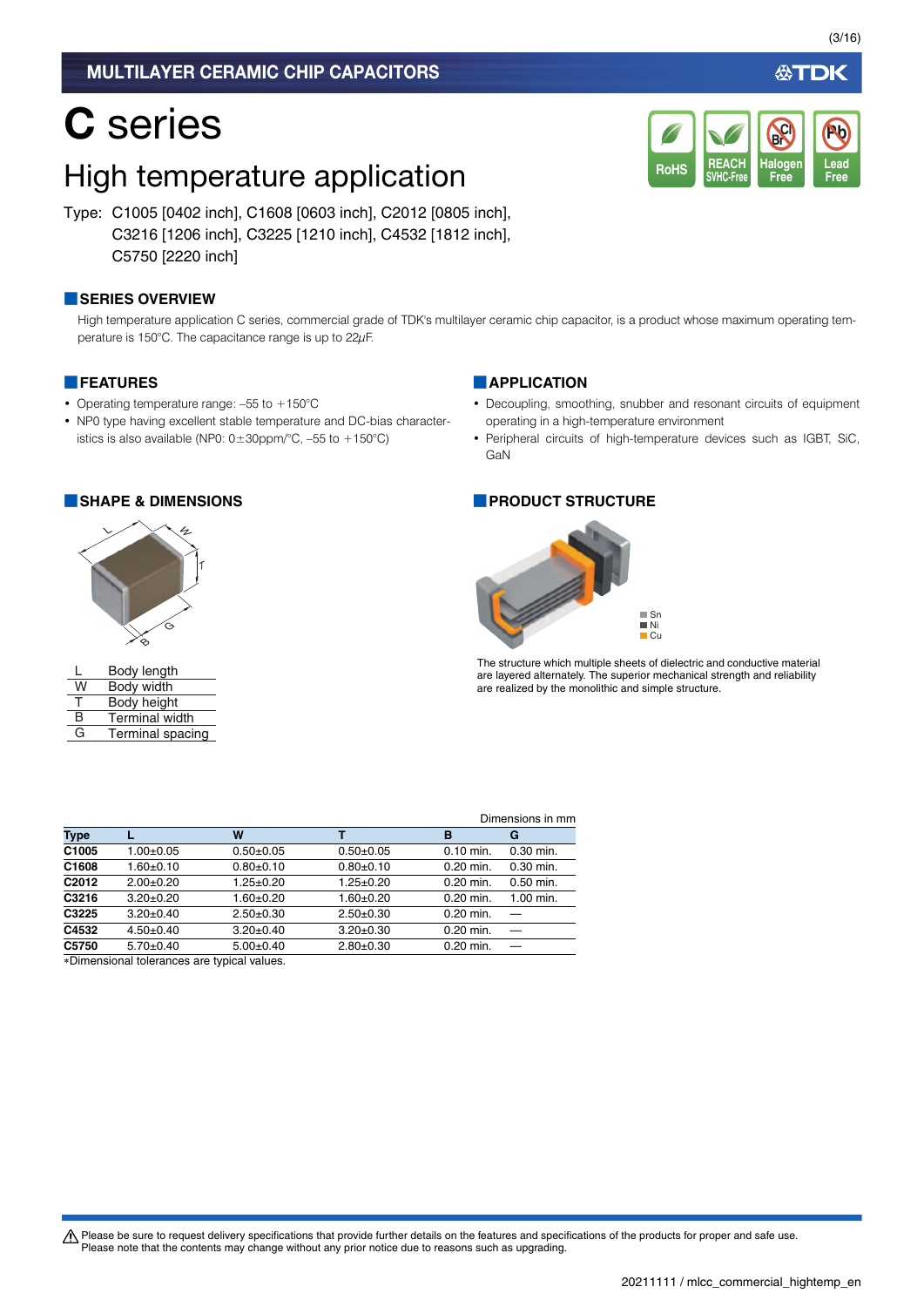MULTILAYER CERAMIC CHIP CAPACITORS

# C series

## High temperature application

Type: C1005 [0402 inch], C1608 [0603 inch], C2012 [0805 inch], C3216 [1206 inch], C3225 [1210 inch], C4532 [1812 inch], C5750 [2220 inch]

RoHS | REACH SVHC-Free | Halogen Free | Lead Free

### SERIES OVERVIEW

High temperature application C series, commercial grade of TDK's multilayer ceramic chip capacitor, is a product whose maximum operating temperature is 150°C. The capacitance range is up to 22μF.

### FEATURES

- Operating temperature range: –55 to +150°C
- NP0 type having excellent stable temperature and DC-bias characteristics is also available (NP0: 0±30ppm/°C, –55 to +150°C)

### APPLICATION

- Decoupling, smoothing, snubber and resonant circuits of equipment operating in a high-temperature environment
- Peripheral circuits of high-temperature devices such as IGBT, SiC, GaN

### SHAPE & DIMENSIONS

| | |
|---|---|
| L | Body length |
| W | Body width |
| T | Body height |
| B | Terminal width |
| G | Terminal spacing |

### PRODUCT STRUCTURE

Sn
Ni
Cu

The structure which multiple sheets of dielectric and conductive material are layered alternately. The superior mechanical strength and reliability are realized by the monolithic and simple structure.

Dimensions in mm

| Type | L | W | T | B | G |
|---|---|---|---|---|---|
| C1005 | 1.00±0.05 | 0.50±0.05 | 0.50±0.05 | 0.10 min. | 0.30 min. |
| C1608 | 1.60±0.10 | 0.80±0.10 | 0.80±0.10 | 0.20 min. | 0.30 min. |
| C2012 | 2.00±0.20 | 1.25±0.20 | 1.25±0.20 | 0.20 min. | 0.50 min. |
| C3216 | 3.20±0.20 | 1.60±0.20 | 1.60±0.20 | 0.20 min. | 1.00 min. |
| C3225 | 3.20±0.40 | 2.50±0.30 | 2.50±0.30 | 0.20 min. | — |
| C4532 | 4.50±0.40 | 3.20±0.40 | 3.20±0.30 | 0.20 min. | — |
| C5750 | 5.70±0.40 | 5.00±0.40 | 2.80±0.30 | 0.20 min. | — |

*Dimensional tolerances are typical values.

⚠ Please be sure to request delivery specifications that provide further details on the features and specifications of the products for proper and safe use.
Please note that the contents may change without any prior notice due to reasons such as upgrading.

20211111 / mlcc_commercial_hightemp_en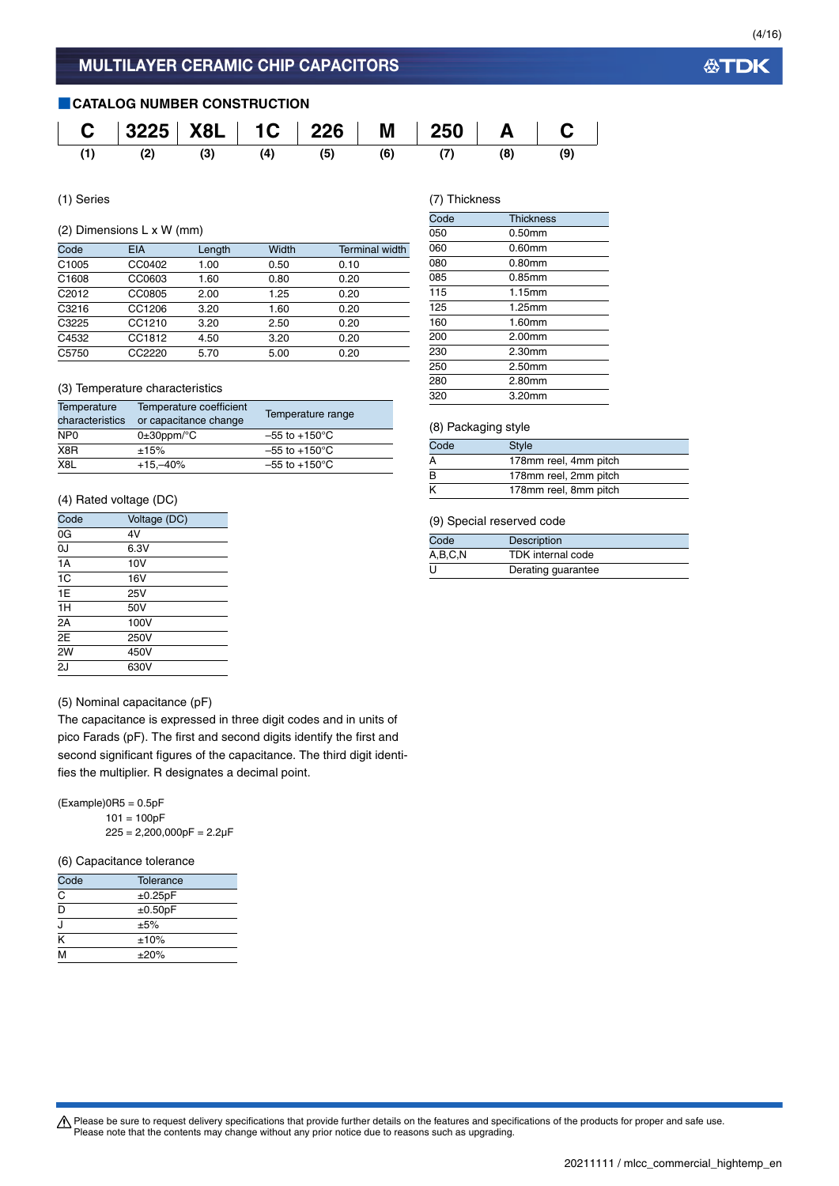## CATALOG NUMBER CONSTRUCTION

| C | 3225 | X8L | 1C | 226 | M | 250 | A | C |
|---|---|---|---|---|---|---|---|---|
| (1) | (2) | (3) | (4) | (5) | (6) | (7) | (8) | (9) |

(1) Series

(2) Dimensions L x W (mm)

| Code | EIA | Length | Width | Terminal width |
|---|---|---|---|---|
| C1005 | CC0402 | 1.00 | 0.50 | 0.10 |
| C1608 | CC0603 | 1.60 | 0.80 | 0.20 |
| C2012 | CC0805 | 2.00 | 1.25 | 0.20 |
| C3216 | CC1206 | 3.20 | 1.60 | 0.20 |
| C3225 | CC1210 | 3.20 | 2.50 | 0.20 |
| C4532 | CC1812 | 4.50 | 3.20 | 0.20 |
| C5750 | CC2220 | 5.70 | 5.00 | 0.20 |

(3) Temperature characteristics

| Temperature characteristics | Temperature coefficient or capacitance change | Temperature range |
|---|---|---|
| NP0 | 0±30ppm/°C | –55 to +150°C |
| X8R | ±15% | –55 to +150°C |
| X8L | +15,–40% | –55 to +150°C |

(4) Rated voltage (DC)

| Code | Voltage (DC) |
|---|---|
| 0G | 4V |
| 0J | 6.3V |
| 1A | 10V |
| 1C | 16V |
| 1E | 25V |
| 1H | 50V |
| 2A | 100V |
| 2E | 250V |
| 2W | 450V |
| 2J | 630V |

(5) Nominal capacitance (pF)

The capacitance is expressed in three digit codes and in units of pico Farads (pF). The first and second digits identify the first and second significant figures of the capacitance. The third digit identifies the multiplier. R designates a decimal point.

(Example)0R5 = 0.5pF
101 = 100pF
225 = 2,200,000pF = 2.2μF

(6) Capacitance tolerance

| Code | Tolerance |
|---|---|
| C | ±0.25pF |
| D | ±0.50pF |
| J | ±5% |
| K | ±10% |
| M | ±20% |

(7) Thickness

| Code | Thickness |
|---|---|
| 050 | 0.50mm |
| 060 | 0.60mm |
| 080 | 0.80mm |
| 085 | 0.85mm |
| 115 | 1.15mm |
| 125 | 1.25mm |
| 160 | 1.60mm |
| 200 | 2.00mm |
| 230 | 2.30mm |
| 250 | 2.50mm |
| 280 | 2.80mm |
| 320 | 3.20mm |

(8) Packaging style

| Code | Style |
|---|---|
| A | 178mm reel, 4mm pitch |
| B | 178mm reel, 2mm pitch |
| K | 178mm reel, 8mm pitch |

(9) Special reserved code

| Code | Description |
|---|---|
| A,B,C,N | TDK internal code |
| U | Derating guarantee |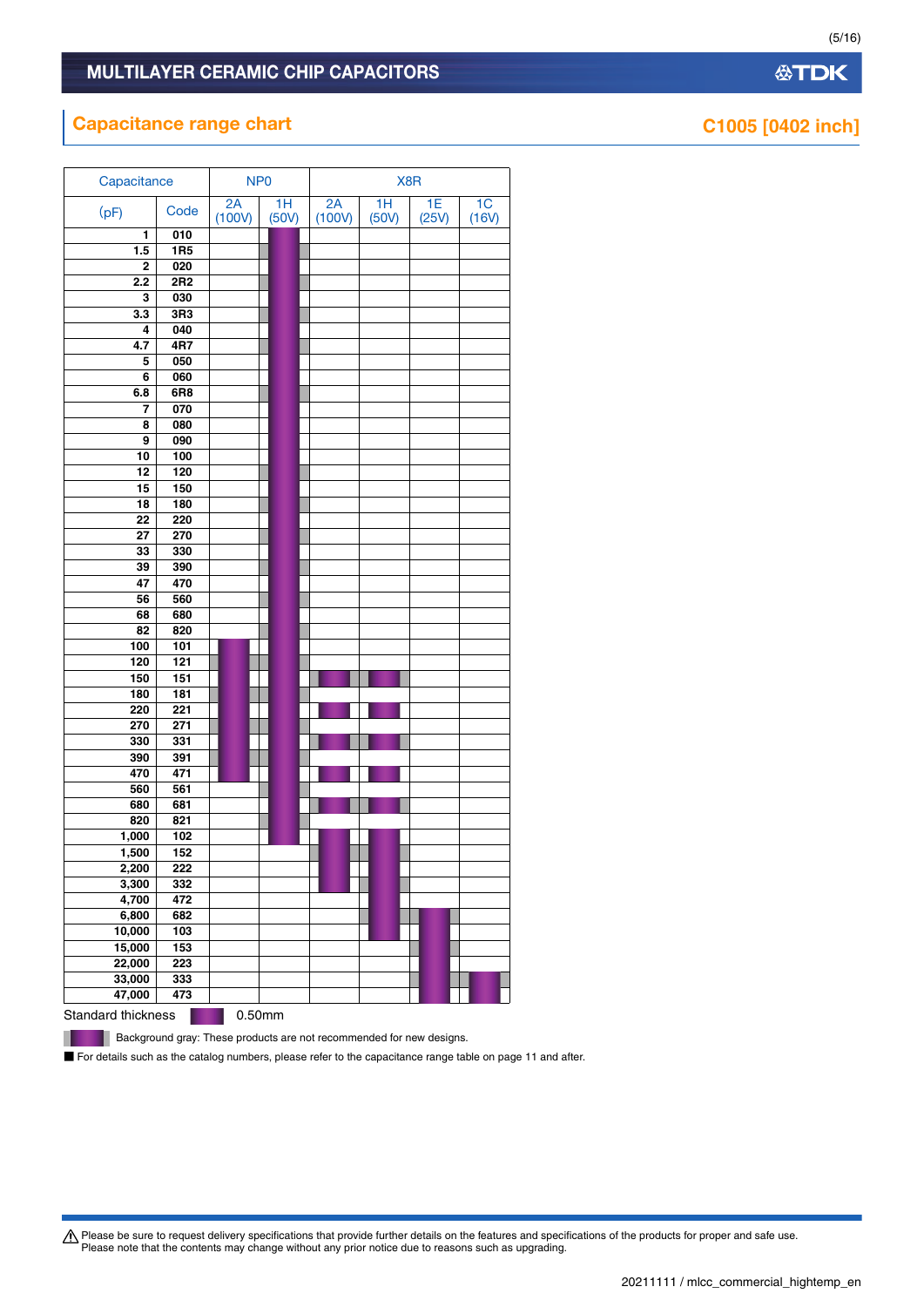## Capacitance range chart

**C1005 [0402 inch]**

| Capacitance (pF) | Code | NP0 2A (100V) | NP0 1H (50V) | X8R 2A (100V) | X8R 1H (50V) | X8R 1E (25V) | X8R 1C (16V) |
|---|---|---|---|---|---|---|---|
| 1 | 010 | | ● | | | | |
| 1.5 | 1R5 | | ●* | | | | |
| 2 | 020 | | ● | | | | |
| 2.2 | 2R2 | | ●* | | | | |
| 3 | 030 | | ● | | | | |
| 3.3 | 3R3 | | ●* | | | | |
| 4 | 040 | | ● | | | | |
| 4.7 | 4R7 | | ●* | | | | |
| 5 | 050 | | ● | | | | |
| 6 | 060 | | ● | | | | |
| 6.8 | 6R8 | | ●* | | | | |
| 7 | 070 | | ● | | | | |
| 8 | 080 | | ● | | | | |
| 9 | 090 | | ● | | | | |
| 10 | 100 | | ● | | | | |
| 12 | 120 | | ●* | | | | |
| 15 | 150 | | ● | | | | |
| 18 | 180 | | ●* | | | | |
| 22 | 220 | | ● | | | | |
| 27 | 270 | | ●* | | | | |
| 33 | 330 | | ● | | | | |
| 39 | 390 | | ●* | | | | |
| 47 | 470 | | ● | | | | |
| 56 | 560 | | ●* | | | | |
| 68 | 680 | | ● | | | | |
| 82 | 820 | | ●* | | | | |
| 100 | 101 | ● | ● | | | | |
| 120 | 121 | ●* | ●* | | | | |
| 150 | 151 | ● | ● | ●* | ●* | | |
| 180 | 181 | ●* | ●* | | | | |
| 220 | 221 | ● | ● | ● | ● | | |
| 270 | 271 | ●* | ●* | | | | |
| 330 | 331 | ● | ● | ●* | ●* | | |
| 390 | 391 | ●* | ●* | | | | |
| 470 | 471 | ● | ● | ● | ● | | |
| 560 | 561 | | ●* | | | | |
| 680 | 681 | | ● | ●* | ●* | | |
| 820 | 821 | | ●* | | | | |
| 1,000 | 102 | | ● | ● | ● | | |
| 1,500 | 152 | | | ●* | ●* | | |
| 2,200 | 222 | | | ● | ● | | |
| 3,300 | 332 | | | ●* | ●* | | |
| 4,700 | 472 | | | | ● | | |
| 6,800 | 682 | | | | ●* | ●* | |
| 10,000 | 103 | | | | ● | ● | |
| 15,000 | 153 | | | | | ●* | |
| 22,000 | 223 | | | | | ● | |
| 33,000 | 333 | | | | | ●* | ●* |
| 47,000 | 473 | | | | | ● | ● |

Standard thickness ● 0.50mm

●* Background gray: These products are not recommended for new designs.

■ For details such as the catalog numbers, please refer to the capacitance range table on page 11 and after.

⚠ Please be sure to request delivery specifications that provide further details on the features and specifications of the products for proper and safe use.
Please note that the contents may change without any prior notice due to reasons such as upgrading.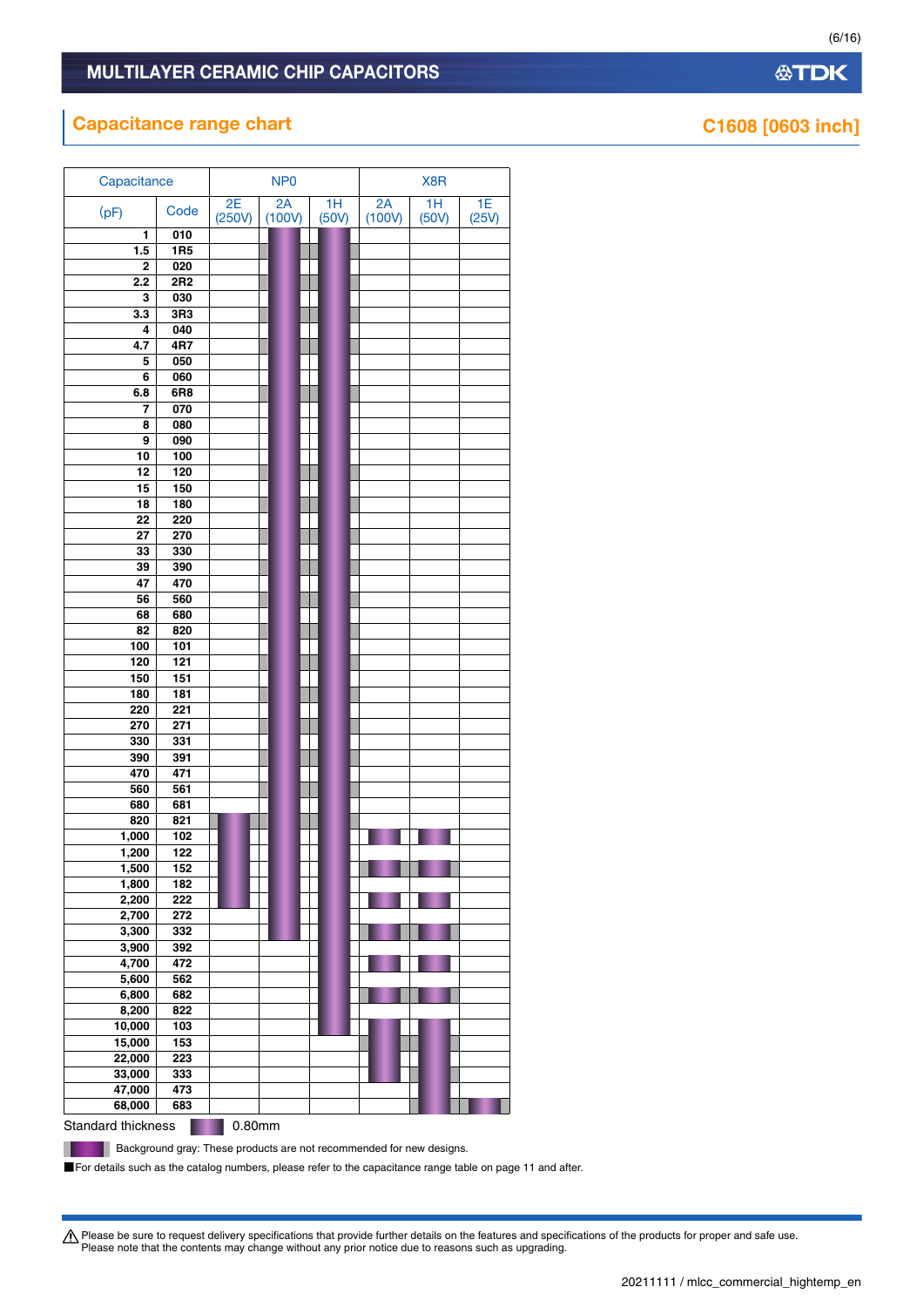# MULTILAYER CERAMIC CHIP CAPACITORS

## Capacitance range chart

C1608 [0603 inch]

| Capacitance | | NP0 | | | X8R | | |
|---|---|---|---|---|---|---|---|
| (pF) | Code | 2E (250V) | 2A (100V) | 1H (50V) | 2A (100V) | 1H (50V) | 1E (25V) |
| 1 | 010 | | | | | | |
| 1.5 | 1R5 | | | | | | |
| 2 | 020 | | | | | | |
| 2.2 | 2R2 | | | | | | |
| 3 | 030 | | | | | | |
| 3.3 | 3R3 | | | | | | |
| 4 | 040 | | | | | | |
| 4.7 | 4R7 | | | | | | |
| 5 | 050 | | | | | | |
| 6 | 060 | | | | | | |
| 6.8 | 6R8 | | | | | | |
| 7 | 070 | | | | | | |
| 8 | 080 | | | | | | |
| 9 | 090 | | | | | | |
| 10 | 100 | | | | | | |
| 12 | 120 | | | | | | |
| 15 | 150 | | | | | | |
| 18 | 180 | | | | | | |
| 22 | 220 | | | | | | |
| 27 | 270 | | | | | | |
| 33 | 330 | | | | | | |
| 39 | 390 | | | | | | |
| 47 | 470 | | | | | | |
| 56 | 560 | | | | | | |
| 68 | 680 | | | | | | |
| 82 | 820 | | | | | | |
| 100 | 101 | | | | | | |
| 120 | 121 | | | | | | |
| 150 | 151 | | | | | | |
| 180 | 181 | | | | | | |
| 220 | 221 | | | | | | |
| 270 | 271 | | | | | | |
| 330 | 331 | | | | | | |
| 390 | 391 | | | | | | |
| 470 | 471 | | | | | | |
| 560 | 561 | | | | | | |
| 680 | 681 | | | | | | |
| 820 | 821 | | | | | | |
| 1,000 | 102 | | | | | | |
| 1,200 | 122 | | | | | | |
| 1,500 | 152 | | | | | | |
| 1,800 | 182 | | | | | | |
| 2,200 | 222 | | | | | | |
| 2,700 | 272 | | | | | | |
| 3,300 | 332 | | | | | | |
| 3,900 | 392 | | | | | | |
| 4,700 | 472 | | | | | | |
| 5,600 | 562 | | | | | | |
| 6,800 | 682 | | | | | | |
| 8,200 | 822 | | | | | | |
| 10,000 | 103 | | | | | | |
| 15,000 | 153 | | | | | | |
| 22,000 | 223 | | | | | | |
| 33,000 | 333 | | | | | | |
| 47,000 | 473 | | | | | | |
| 68,000 | 683 | | | | | | |

Standard thickness 0.80mm

Background gray: These products are not recommended for new designs.

■For details such as the catalog numbers, please refer to the capacitance range table on page 11 and after.

⚠ Please be sure to request delivery specifications that provide further details on the features and specifications of the products for proper and safe use.
Please note that the contents may change without any prior notice due to reasons such as upgrading.

20211111 / mlcc_commercial_hightemp_en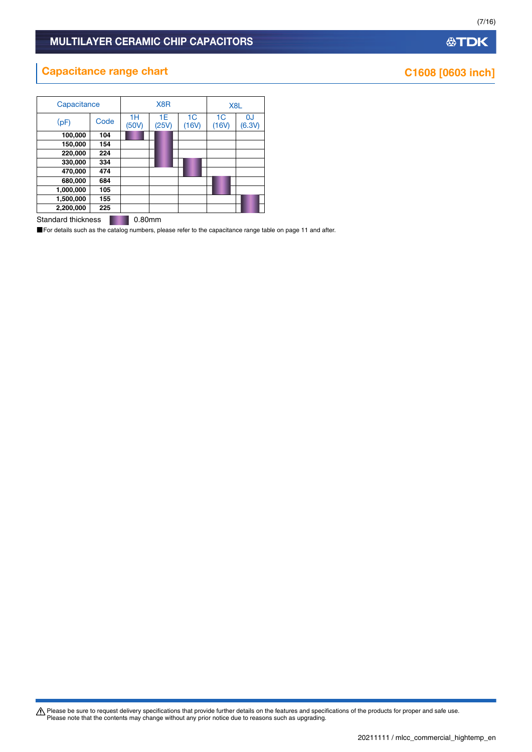# MULTILAYER CERAMIC CHIP CAPACITORS

## Capacitance range chart

## C1608 [0603 inch]

| Capacitance | | X8R | | | X8L | |
|---|---|---|---|---|---|---|
| (pF) | Code | 1H (50V) | 1E (25V) | 1C (16V) | 1C (16V) | 0J (6.3V) |
| 100,000 | 104 | ■ | ■ | | | |
| 150,000 | 154 | | ■ | | | |
| 220,000 | 224 | | ■ | | | |
| 330,000 | 334 | | ■ | ■ | | |
| 470,000 | 474 | | | ■ | | |
| 680,000 | 684 | | | | ■ | |
| 1,000,000 | 105 | | | | ■ | |
| 1,500,000 | 155 | | | | | ■ |
| 2,200,000 | 225 | | | | | ■ |

Standard thickness ■ 0.80mm

■For details such as the catalog numbers, please refer to the capacitance range table on page 11 and after.

⚠ Please be sure to request delivery specifications that provide further details on the features and specifications of the products for proper and safe use.
Please note that the contents may change without any prior notice due to reasons such as upgrading.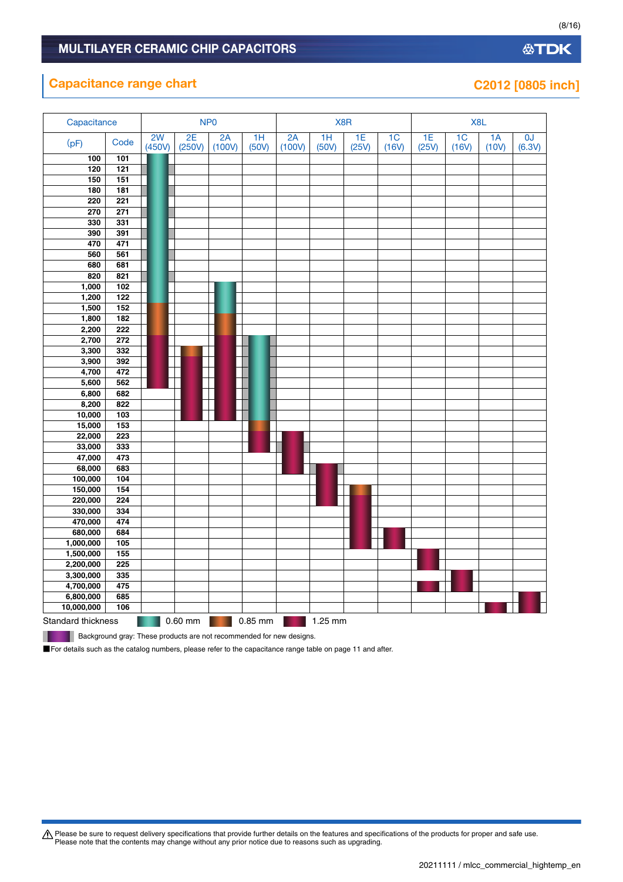# MULTILAYER CERAMIC CHIP CAPACITORS

## Capacitance range chart

**C2012 [0805 inch]**

| Capacitance (pF) | Code | NP0 2W (450V) | NP0 2E (250V) | NP0 2A (100V) | NP0 1H (50V) | X8R 2A (100V) | X8R 1H (50V) | X8R 1E (25V) | X8R 1C (16V) | X8L 1E (25V) | X8L 1C (16V) | X8L 1A (10V) | X8L 0J (6.3V) |
|---|---|---|---|---|---|---|---|---|---|---|---|---|---|
| 100 | 101 | 0.60 mm | | | | | | | | | | | |
| 120 | 121 | 0.60 mm | | | | | | | | | | | |
| 150 | 151 | 0.60 mm | | | | | | | | | | | |
| 180 | 181 | 0.60 mm | | | | | | | | | | | |
| 220 | 221 | 0.60 mm | | | | | | | | | | | |
| 270 | 271 | 0.60 mm | | | | | | | | | | | |
| 330 | 331 | 0.60 mm | | | | | | | | | | | |
| 390 | 391 | 0.60 mm | | | | | | | | | | | |
| 470 | 471 | 0.60 mm | | | | | | | | | | | |
| 560 | 561 | 0.60 mm | | | | | | | | | | | |
| 680 | 681 | 0.60 mm | | | | | | | | | | | |
| 820 | 821 | 0.60 mm | | | | | | | | | | | |
| 1,000 | 102 | 0.60 mm | | 0.60 mm | | | | | | | | | |
| 1,200 | 122 | 0.60 mm | | 0.60 mm | | | | | | | | | |
| 1,500 | 152 | 0.85 mm | | 0.60 mm | | | | | | | | | |
| 1,800 | 182 | 0.85 mm | | 0.85 mm | | | | | | | | | |
| 2,200 | 222 | 0.85 mm | | 0.85 mm | | | | | | | | | |
| 2,700 | 272 | 1.25 mm | | 1.25 mm | 0.60 mm | | | | | | | | |
| 3,300 | 332 | 1.25 mm | 0.85 mm | 1.25 mm | 0.60 mm | | | | | | | | |
| 3,900 | 392 | 1.25 mm | 1.25 mm | 1.25 mm | 0.60 mm | | | | | | | | |
| 4,700 | 472 | 1.25 mm | 1.25 mm | 1.25 mm | 0.60 mm | | | | | | | | |
| 5,600 | 562 | 1.25 mm | 1.25 mm | 1.25 mm | 0.60 mm | | | | | | | | |
| 6,800 | 682 | | 1.25 mm | 1.25 mm | 0.60 mm | | | | | | | | |
| 8,200 | 822 | | 1.25 mm | 1.25 mm | 0.60 mm | | | | | | | | |
| 10,000 | 103 | | 1.25 mm | 1.25 mm | 0.60 mm | | | | | | | | |
| 15,000 | 153 | | | | 0.85 mm | | | | | | | | |
| 22,000 | 223 | | | | 1.25 mm | 1.25 mm | | | | | | | |
| 33,000 | 333 | | | | 1.25 mm | 1.25 mm | | | | | | | |
| 47,000 | 473 | | | | | 1.25 mm | | | | | | | |
| 68,000 | 683 | | | | | 1.25 mm | 1.25 mm | | | | | | |
| 100,000 | 104 | | | | | | 1.25 mm | | | | | | |
| 150,000 | 154 | | | | | | 1.25 mm | 0.85 mm | | | | | |
| 220,000 | 224 | | | | | | | 1.25 mm | | | | | |
| 330,000 | 334 | | | | | | | 1.25 mm | | | | | |
| 470,000 | 474 | | | | | | | 1.25 mm | | | | | |
| 680,000 | 684 | | | | | | | 1.25 mm | 1.25 mm | | | | |
| 1,000,000 | 105 | | | | | | | 1.25 mm | 1.25 mm | | | | |
| 1,500,000 | 155 | | | | | | | | | 1.25 mm | | | |
| 2,200,000 | 225 | | | | | | | | | 1.25 mm | | | |
| 3,300,000 | 335 | | | | | | | | | | 1.25 mm | | |
| 4,700,000 | 475 | | | | | | | | | 1.25 mm | 1.25 mm | | |
| 6,800,000 | 685 | | | | | | | | | | | | 1.25 mm |
| 10,000,000 | 106 | | | | | | | | | | | 1.25 mm | 1.25 mm |

Standard thickness: 0.60 mm, 0.85 mm, 1.25 mm

Background gray: These products are not recommended for new designs.

■For details such as the catalog numbers, please refer to the capacitance range table on page 11 and after.

⚠ Please be sure to request delivery specifications that provide further details on the features and specifications of the products for proper and safe use.
Please note that the contents may change without any prior notice due to reasons such as upgrading.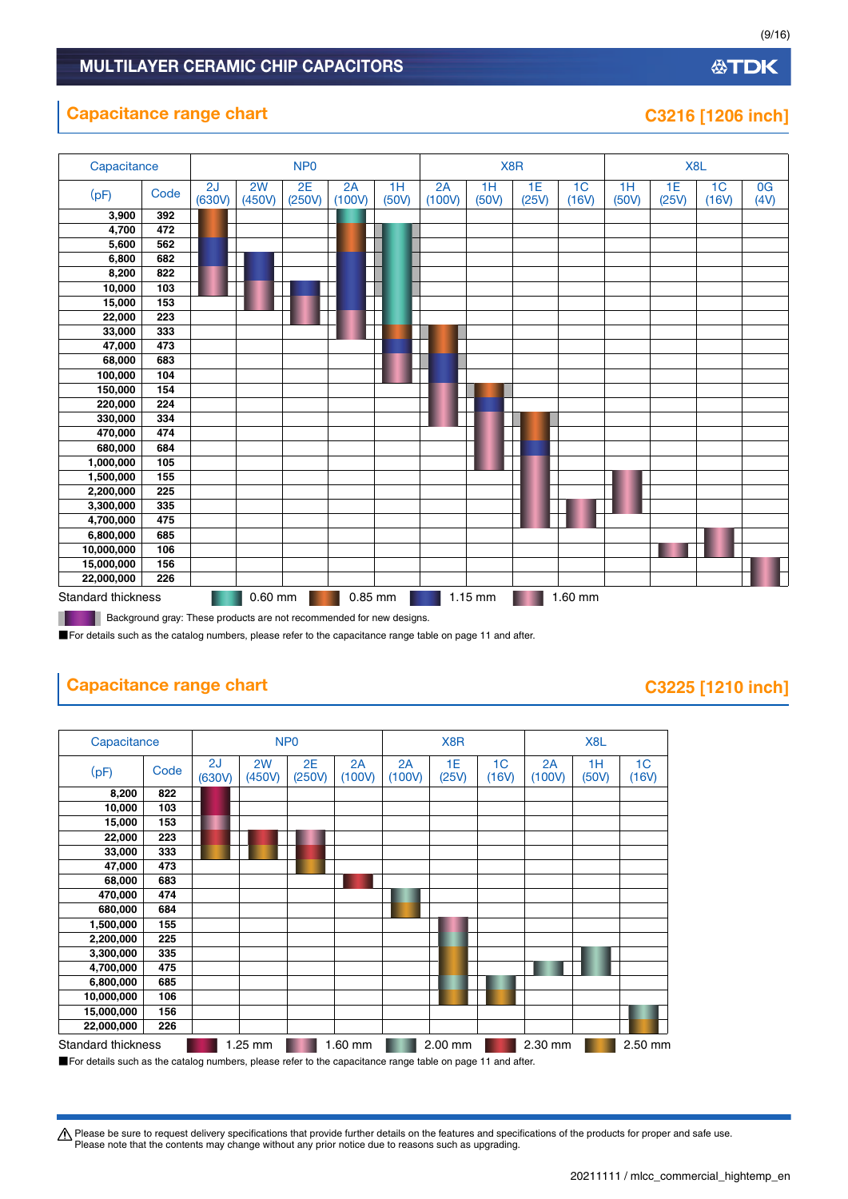## Capacitance range chart

### C3216 [1206 inch]

| Capacitance (pF) | Code | NP0 2J (630V) | NP0 2W (450V) | NP0 2E (250V) | NP0 2A (100V) | NP0 1H (50V) | X8R 2A (100V) | X8R 1H (50V) | X8R 1E (25V) | X8R 1C (16V) | X8L 1H (50V) | X8L 1E (25V) | X8L 1C (16V) | X8L 0G (4V) |
|---|---|---|---|---|---|---|---|---|---|---|---|---|---|---|
| 3,900 | 392 | | | | | | | | | | | | | |
| 4,700 | 472 | | | | | | | | | | | | | |
| 5,600 | 562 | | | | | | | | | | | | | |
| 6,800 | 682 | | | | | | | | | | | | | |
| 8,200 | 822 | | | | | | | | | | | | | |
| 10,000 | 103 | | | | | | | | | | | | | |
| 15,000 | 153 | | | | | | | | | | | | | |
| 22,000 | 223 | | | | | | | | | | | | | |
| 33,000 | 333 | | | | | | | | | | | | | |
| 47,000 | 473 | | | | | | | | | | | | | |
| 68,000 | 683 | | | | | | | | | | | | | |
| 100,000 | 104 | | | | | | | | | | | | | |
| 150,000 | 154 | | | | | | | | | | | | | |
| 220,000 | 224 | | | | | | | | | | | | | |
| 330,000 | 334 | | | | | | | | | | | | | |
| 470,000 | 474 | | | | | | | | | | | | | |
| 680,000 | 684 | | | | | | | | | | | | | |
| 1,000,000 | 105 | | | | | | | | | | | | | |
| 1,500,000 | 155 | | | | | | | | | | | | | |
| 2,200,000 | 225 | | | | | | | | | | | | | |
| 3,300,000 | 335 | | | | | | | | | | | | | |
| 4,700,000 | 475 | | | | | | | | | | | | | |
| 6,800,000 | 685 | | | | | | | | | | | | | |
| 10,000,000 | 106 | | | | | | | | | | | | | |
| 15,000,000 | 156 | | | | | | | | | | | | | |
| 22,000,000 | 226 | | | | | | | | | | | | | |

Standard thickness: 0.60 mm, 0.85 mm, 1.15 mm, 1.60 mm

Background gray: These products are not recommended for new designs.

■For details such as the catalog numbers, please refer to the capacitance range table on page 11 and after.

## Capacitance range chart

### C3225 [1210 inch]

| Capacitance (pF) | Code | NP0 2J (630V) | NP0 2W (450V) | NP0 2E (250V) | NP0 2A (100V) | X8R 2A (100V) | X8R 1E (25V) | X8R 1C (16V) | X8L 2A (100V) | X8L 1H (50V) | X8L 1C (16V) |
|---|---|---|---|---|---|---|---|---|---|---|---|
| 8,200 | 822 | | | | | | | | | | |
| 10,000 | 103 | | | | | | | | | | |
| 15,000 | 153 | | | | | | | | | | |
| 22,000 | 223 | | | | | | | | | | |
| 33,000 | 333 | | | | | | | | | | |
| 47,000 | 473 | | | | | | | | | | |
| 68,000 | 683 | | | | | | | | | | |
| 470,000 | 474 | | | | | | | | | | |
| 680,000 | 684 | | | | | | | | | | |
| 1,500,000 | 155 | | | | | | | | | | |
| 2,200,000 | 225 | | | | | | | | | | |
| 3,300,000 | 335 | | | | | | | | | | |
| 4,700,000 | 475 | | | | | | | | | | |
| 6,800,000 | 685 | | | | | | | | | | |
| 10,000,000 | 106 | | | | | | | | | | |
| 15,000,000 | 156 | | | | | | | | | | |
| 22,000,000 | 226 | | | | | | | | | | |

Standard thickness: 1.25 mm, 1.60 mm, 2.00 mm, 2.30 mm, 2.50 mm

■For details such as the catalog numbers, please refer to the capacitance range table on page 11 and after.

⚠ Please be sure to request delivery specifications that provide further details on the features and specifications of the products for proper and safe use.
Please note that the contents may change without any prior notice due to reasons such as upgrading.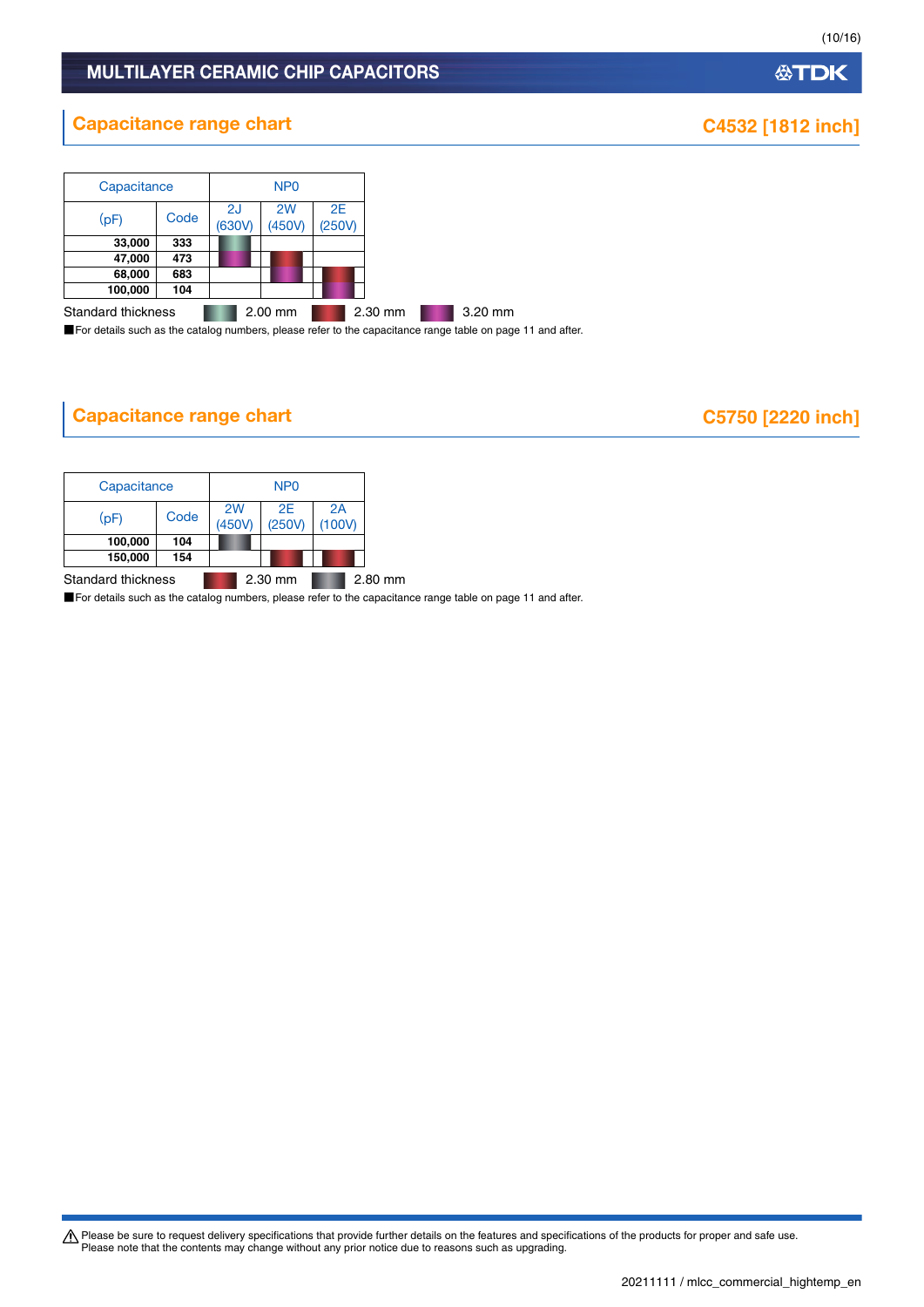## Capacitance range chart

**C4532 [1812 inch]**

| Capacitance | | NP0 | | |
|---|---|---|---|---|
| (pF) | Code | 2J (630V) | 2W (450V) | 2E (250V) |
| **33,000** | **333** | 2.00 mm | | |
| **47,000** | **473** | 3.20 mm | 2.30 mm | |
| **68,000** | **683** | | 3.20 mm | 2.30 mm |
| **100,000** | **104** | | | 3.20 mm |

Standard thickness: 2.00 mm, 2.30 mm, 3.20 mm

■For details such as the catalog numbers, please refer to the capacitance range table on page 11 and after.

## Capacitance range chart

**C5750 [2220 inch]**

| Capacitance | | NP0 | | |
|---|---|---|---|---|
| (pF) | Code | 2W (450V) | 2E (250V) | 2A (100V) |
| **100,000** | **104** | 2.80 mm | | |
| **150,000** | **154** | | 2.30 mm | 2.30 mm |

Standard thickness: 2.30 mm, 2.80 mm

■For details such as the catalog numbers, please refer to the capacitance range table on page 11 and after.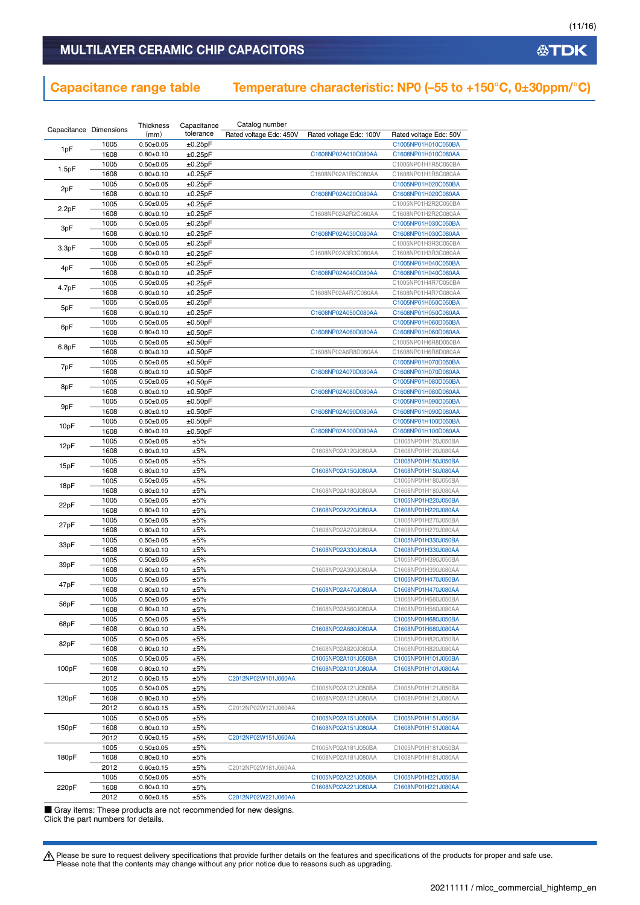MULTILAYER CERAMIC CHIP CAPACITORS

## Capacitance range table

## Temperature characteristic: NP0 (–55 to +150°C, 0±30ppm/°C)

| Capacitance | Dimensions | Thickness (mm) | Capacitance tolerance | Catalog number Rated voltage Edc: 450V | Rated voltage Edc: 100V | Rated voltage Edc: 50V |
|---|---|---|---|---|---|---|
| 1pF | 1005 | 0.50±0.05 | ±0.25pF | | | C1005NP01H010C050BA |
| | 1608 | 0.80±0.10 | ±0.25pF | | C1608NP02A010C080AA | C1608NP01H010C080AA |
| 1.5pF | 1005 | 0.50±0.05 | ±0.25pF | | | C1005NP01H1R5C050BA |
| | 1608 | 0.80±0.10 | ±0.25pF | | C1608NP02A1R5C080AA | C1608NP01H1R5C080AA |
| 2pF | 1005 | 0.50±0.05 | ±0.25pF | | | C1005NP01H020C050BA |
| | 1608 | 0.80±0.10 | ±0.25pF | | C1608NP02A020C080AA | C1608NP01H020C080AA |
| 2.2pF | 1005 | 0.50±0.05 | ±0.25pF | | | C1005NP01H2R2C050BA |
| | 1608 | 0.80±0.10 | ±0.25pF | | C1608NP02A2R2C080AA | C1608NP01H2R2C080AA |
| 3pF | 1005 | 0.50±0.05 | ±0.25pF | | | C1005NP01H030C050BA |
| | 1608 | 0.80±0.10 | ±0.25pF | | C1608NP02A030C080AA | C1608NP01H030C080AA |
| 3.3pF | 1005 | 0.50±0.05 | ±0.25pF | | | C1005NP01H3R3C050BA |
| | 1608 | 0.80±0.10 | ±0.25pF | | C1608NP02A3R3C080AA | C1608NP01H3R3C080AA |
| 4pF | 1005 | 0.50±0.05 | ±0.25pF | | | C1005NP01H040C050BA |
| | 1608 | 0.80±0.10 | ±0.25pF | | C1608NP02A040C080AA | C1608NP01H040C080AA |
| 4.7pF | 1005 | 0.50±0.05 | ±0.25pF | | | C1005NP01H4R7C050BA |
| | 1608 | 0.80±0.10 | ±0.25pF | | C1608NP02A4R7C080AA | C1608NP01H4R7C080AA |
| 5pF | 1005 | 0.50±0.05 | ±0.25pF | | | C1005NP01H050C050BA |
| | 1608 | 0.80±0.10 | ±0.25pF | | C1608NP02A050C080AA | C1608NP01H050C080AA |
| 6pF | 1005 | 0.50±0.05 | ±0.50pF | | | C1005NP01H060D050BA |
| | 1608 | 0.80±0.10 | ±0.50pF | | C1608NP02A060D080AA | C1608NP01H060D080AA |
| 6.8pF | 1005 | 0.50±0.05 | ±0.50pF | | | C1005NP01H6R8D050BA |
| | 1608 | 0.80±0.10 | ±0.50pF | | C1608NP02A6R8D080AA | C1608NP01H6R8D080AA |
| 7pF | 1005 | 0.50±0.05 | ±0.50pF | | | C1005NP01H070D050BA |
| | 1608 | 0.80±0.10 | ±0.50pF | | C1608NP02A070D080AA | C1608NP01H070D080AA |
| 8pF | 1005 | 0.50±0.05 | ±0.50pF | | | C1005NP01H080D050BA |
| | 1608 | 0.80±0.10 | ±0.50pF | | C1608NP02A080D080AA | C1608NP01H080D080AA |
| 9pF | 1005 | 0.50±0.05 | ±0.50pF | | | C1005NP01H090D050BA |
| | 1608 | 0.80±0.10 | ±0.50pF | | C1608NP02A090D080AA | C1608NP01H090D080AA |
| 10pF | 1005 | 0.50±0.05 | ±0.50pF | | | C1005NP01H100D050BA |
| | 1608 | 0.80±0.10 | ±0.50pF | | C1608NP02A100D080AA | C1608NP01H100D080AA |
| 12pF | 1005 | 0.50±0.05 | ±5% | | | C1005NP01H120J050BA |
| | 1608 | 0.80±0.10 | ±5% | | C1608NP02A120J080AA | C1608NP01H120J080AA |
| 15pF | 1005 | 0.50±0.05 | ±5% | | | C1005NP01H150J050BA |
| | 1608 | 0.80±0.10 | ±5% | | C1608NP02A150J080AA | C1608NP01H150J080AA |
| 18pF | 1005 | 0.50±0.05 | ±5% | | | C1005NP01H180J050BA |
| | 1608 | 0.80±0.10 | ±5% | | C1608NP02A180J080AA | C1608NP01H180J080AA |
| 22pF | 1005 | 0.50±0.05 | ±5% | | | C1005NP01H220J050BA |
| | 1608 | 0.80±0.10 | ±5% | | C1608NP02A220J080AA | C1608NP01H220J080AA |
| 27pF | 1005 | 0.50±0.05 | ±5% | | | C1005NP01H270J050BA |
| | 1608 | 0.80±0.10 | ±5% | | C1608NP02A270J080AA | C1608NP01H270J080AA |
| 33pF | 1005 | 0.50±0.05 | ±5% | | | C1005NP01H330J050BA |
| | 1608 | 0.80±0.10 | ±5% | | C1608NP02A330J080AA | C1608NP01H330J080AA |
| 39pF | 1005 | 0.50±0.05 | ±5% | | | C1005NP01H390J050BA |
| | 1608 | 0.80±0.10 | ±5% | | C1608NP02A390J080AA | C1608NP01H390J080AA |
| 47pF | 1005 | 0.50±0.05 | ±5% | | | C1005NP01H470J050BA |
| | 1608 | 0.80±0.10 | ±5% | | C1608NP02A470J080AA | C1608NP01H470J080AA |
| 56pF | 1005 | 0.50±0.05 | ±5% | | | C1005NP01H560J050BA |
| | 1608 | 0.80±0.10 | ±5% | | C1608NP02A560J080AA | C1608NP01H560J080AA |
| 68pF | 1005 | 0.50±0.05 | ±5% | | | C1005NP01H680J050BA |
| | 1608 | 0.80±0.10 | ±5% | | C1608NP02A680J080AA | C1608NP01H680J080AA |
| 82pF | 1005 | 0.50±0.05 | ±5% | | | C1005NP01H820J050BA |
| | 1608 | 0.80±0.10 | ±5% | | C1608NP02A820J080AA | C1608NP01H820J080AA |
| 100pF | 1005 | 0.50±0.05 | ±5% | | C1005NP02A101J050BA | C1005NP01H101J050BA |
| | 1608 | 0.80±0.10 | ±5% | | C1608NP02A101J080AA | C1608NP01H101J080AA |
| | 2012 | 0.60±0.15 | ±5% | C2012NP02W101J060AA | | |
| 120pF | 1005 | 0.50±0.05 | ±5% | | C1005NP02A121J050BA | C1005NP01H121J050BA |
| | 1608 | 0.80±0.10 | ±5% | | C1608NP02A121J080AA | C1608NP01H121J080AA |
| | 2012 | 0.60±0.15 | ±5% | C2012NP02W121J060AA | | |
| 150pF | 1005 | 0.50±0.05 | ±5% | | C1005NP02A151J050BA | C1005NP01H151J050BA |
| | 1608 | 0.80±0.10 | ±5% | | C1608NP02A151J080AA | C1608NP01H151J080AA |
| | 2012 | 0.60±0.15 | ±5% | C2012NP02W151J060AA | | |
| 180pF | 1005 | 0.50±0.05 | ±5% | | C1005NP02A181J050BA | C1005NP01H181J050BA |
| | 1608 | 0.80±0.10 | ±5% | | C1608NP02A181J080AA | C1608NP01H181J080AA |
| | 2012 | 0.60±0.15 | ±5% | C2012NP02W181J060AA | | |
| 220pF | 1005 | 0.50±0.05 | ±5% | | C1005NP02A221J050BA | C1005NP01H221J050BA |
| | 1608 | 0.80±0.10 | ±5% | | C1608NP02A221J080AA | C1608NP01H221J080AA |
| | 2012 | 0.60±0.15 | ±5% | C2012NP02W221J060AA | | |

■ Gray items: These products are not recommended for new designs.
Click the part numbers for details.

⚠ Please be sure to request delivery specifications that provide further details on the features and specifications of the products for proper and safe use.
Please note that the contents may change without any prior notice due to reasons such as upgrading.

20211111 / mlcc_commercial_hightemp_en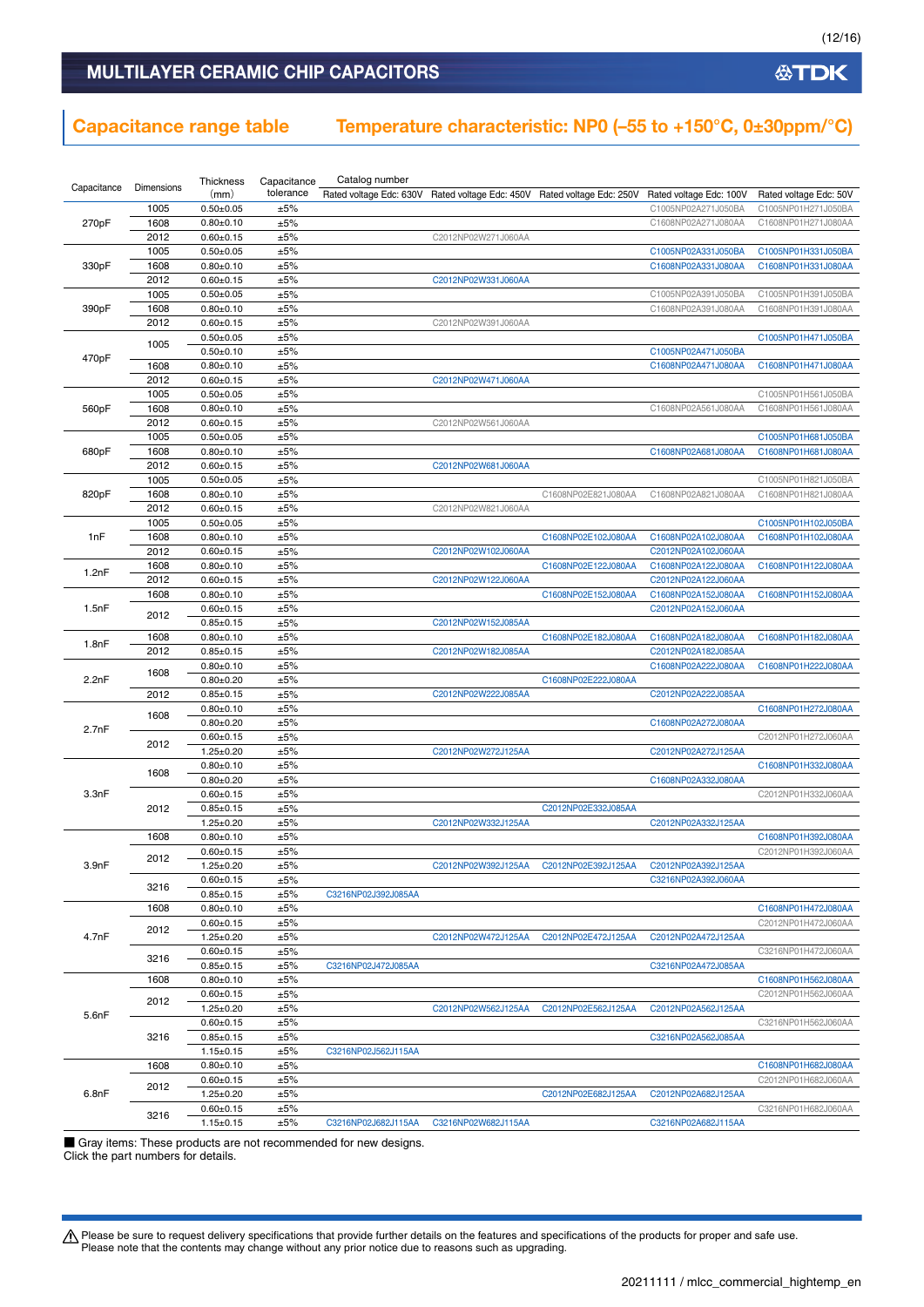# MULTILAYER CERAMIC CHIP CAPACITORS

## Capacitance range table — Temperature characteristic: NP0 (–55 to +150°C, 0±30ppm/°C)

| Capacitance | Dimensions | Thickness (mm) | Capacitance tolerance | Catalog number Rated voltage Edc: 630V | Rated voltage Edc: 450V | Rated voltage Edc: 250V | Rated voltage Edc: 100V | Rated voltage Edc: 50V |
|---|---|---|---|---|---|---|---|---|
| 270pF | 1005 | 0.50±0.05 | ±5% | | | | C1005NP02A271J050BA | C1005NP01H271J050BA |
| | 1608 | 0.80±0.10 | ±5% | | | | C1608NP02A271J080AA | C1608NP01H271J080AA |
| | 2012 | 0.60±0.15 | ±5% | | C2012NP02W271J060AA | | | |
| 330pF | 1005 | 0.50±0.05 | ±5% | | | | C1005NP02A331J050BA | C1005NP01H331J050BA |
| | 1608 | 0.80±0.10 | ±5% | | | | C1608NP02A331J080AA | C1608NP01H331J080AA |
| | 2012 | 0.60±0.15 | ±5% | | C2012NP02W331J060AA | | | |
| 390pF | 1005 | 0.50±0.05 | ±5% | | | | C1005NP02A391J050BA | C1005NP01H391J050BA |
| | 1608 | 0.80±0.10 | ±5% | | | | C1608NP02A391J080AA | C1608NP01H391J080AA |
| | 2012 | 0.60±0.15 | ±5% | | C2012NP02W391J060AA | | | |
| 470pF | 1005 | 0.50±0.05 | ±5% | | | | | C1005NP01H471J050BA |
| | | 0.50±0.10 | ±5% | | | | C1005NP02A471J050BA | |
| | 1608 | 0.80±0.10 | ±5% | | | | C1608NP02A471J080AA | C1608NP01H471J080AA |
| | 2012 | 0.60±0.15 | ±5% | | C2012NP02W471J060AA | | | |
| 560pF | 1005 | 0.50±0.05 | ±5% | | | | | C1005NP01H561J050BA |
| | 1608 | 0.80±0.10 | ±5% | | | | C1608NP02A561J080AA | C1608NP01H561J080AA |
| | 2012 | 0.60±0.15 | ±5% | | C2012NP02W561J060AA | | | |
| 680pF | 1005 | 0.50±0.05 | ±5% | | | | | C1005NP01H681J050BA |
| | 1608 | 0.80±0.10 | ±5% | | | | C1608NP02A681J080AA | C1608NP01H681J080AA |
| | 2012 | 0.60±0.15 | ±5% | | C2012NP02W681J060AA | | | |
| 820pF | 1005 | 0.50±0.05 | ±5% | | | | | C1005NP01H821J050BA |
| | 1608 | 0.80±0.10 | ±5% | | | C1608NP02E821J080AA | C1608NP02A821J080AA | C1608NP01H821J080AA |
| | 2012 | 0.60±0.15 | ±5% | | C2012NP02W821J060AA | | | |
| 1nF | 1005 | 0.50±0.05 | ±5% | | | | | C1005NP01H102J050BA |
| | 1608 | 0.80±0.10 | ±5% | | | C1608NP02E102J080AA | C1608NP02A102J080AA | C1608NP01H102J080AA |
| | 2012 | 0.60±0.15 | ±5% | | C2012NP02W102J060AA | | C2012NP02A102J060AA | |
| 1.2nF | 1608 | 0.80±0.10 | ±5% | | | C1608NP02E122J080AA | C1608NP02A122J080AA | C1608NP01H122J080AA |
| | 2012 | 0.60±0.15 | ±5% | | C2012NP02W122J060AA | | C2012NP02A122J060AA | |
| 1.5nF | 1608 | 0.80±0.10 | ±5% | | | C1608NP02E152J080AA | C1608NP02A152J080AA | C1608NP01H152J080AA |
| | 2012 | 0.60±0.15 | ±5% | | | | C2012NP02A152J060AA | |
| | | 0.85±0.15 | ±5% | | C2012NP02W152J085AA | | | |
| 1.8nF | 1608 | 0.80±0.10 | ±5% | | | C1608NP02E182J080AA | C1608NP02A182J080AA | C1608NP01H182J080AA |
| | 2012 | 0.85±0.15 | ±5% | | C2012NP02W182J085AA | | C2012NP02A182J085AA | |
| 2.2nF | 1608 | 0.80±0.10 | ±5% | | | | C1608NP02A222J080AA | C1608NP01H222J080AA |
| | | 0.80±0.20 | ±5% | | | C1608NP02E222J080AA | | |
| | 2012 | 0.85±0.15 | ±5% | | C2012NP02W222J085AA | | C2012NP02A222J085AA | |
| 2.7nF | 1608 | 0.80±0.10 | ±5% | | | | | C1608NP01H272J080AA |
| | | 0.80±0.20 | ±5% | | | | C1608NP02A272J080AA | |
| | 2012 | 0.60±0.15 | ±5% | | | | | C2012NP01H272J060AA |
| | | 1.25±0.20 | ±5% | | C2012NP02W272J125AA | | C2012NP02A272J125AA | |
| 3.3nF | 1608 | 0.80±0.10 | ±5% | | | | | C1608NP01H332J080AA |
| | | 0.80±0.20 | ±5% | | | | C1608NP02A332J080AA | |
| | 2012 | 0.60±0.15 | ±5% | | | | | C2012NP01H332J060AA |
| | | 0.85±0.15 | ±5% | | | C2012NP02E332J085AA | | |
| | | 1.25±0.20 | ±5% | | C2012NP02W332J125AA | | C2012NP02A332J125AA | |
| 3.9nF | 1608 | 0.80±0.10 | ±5% | | | | | C1608NP01H392J080AA |
| | 2012 | 0.60±0.15 | ±5% | | | | | C2012NP01H392J060AA |
| | | 1.25±0.20 | ±5% | | C2012NP02W392J125AA | C2012NP02E392J125AA | C2012NP02A392J125AA | |
| | 3216 | 0.60±0.15 | ±5% | | | | C3216NP02A392J060AA | |
| | | 0.85±0.15 | ±5% | C3216NP02J392J085AA | | | | |
| 4.7nF | 1608 | 0.80±0.10 | ±5% | | | | | C1608NP01H472J080AA |
| | 2012 | 0.60±0.15 | ±5% | | | | | C2012NP01H472J060AA |
| | | 1.25±0.20 | ±5% | | C2012NP02W472J125AA | C2012NP02E472J125AA | C2012NP02A472J125AA | |
| | 3216 | 0.60±0.15 | ±5% | | | | | C3216NP01H472J060AA |
| | | 0.85±0.15 | ±5% | C3216NP02J472J085AA | | | C3216NP02A472J085AA | |
| 5.6nF | 1608 | 0.80±0.10 | ±5% | | | | | C1608NP01H562J080AA |
| | 2012 | 0.60±0.15 | ±5% | | | | | C2012NP01H562J060AA |
| | | 1.25±0.20 | ±5% | | C2012NP02W562J125AA | C2012NP02E562J125AA | C2012NP02A562J125AA | |
| | 3216 | 0.60±0.15 | ±5% | | | | | C3216NP01H562J060AA |
| | | 0.85±0.15 | ±5% | | | | C3216NP02A562J085AA | |
| | | 1.15±0.15 | ±5% | C3216NP02J562J115AA | | | | |
| 6.8nF | 1608 | 0.80±0.10 | ±5% | | | | | C1608NP01H682J080AA |
| | 2012 | 0.60±0.15 | ±5% | | | | | C2012NP01H682J060AA |
| | | 1.25±0.20 | ±5% | | | C2012NP02E682J125AA | C2012NP02A682J125AA | |
| | 3216 | 0.60±0.15 | ±5% | | | | | C3216NP01H682J060AA |
| | | 1.15±0.15 | ±5% | C3216NP02J682J115AA | C3216NP02W682J115AA | | C3216NP02A682J115AA | |

■ Gray items: These products are not recommended for new designs.
Click the part numbers for details.

⚠ Please be sure to request delivery specifications that provide further details on the features and specifications of the products for proper and safe use.
Please note that the contents may change without any prior notice due to reasons such as upgrading.

20211111 / mlcc_commercial_hightemp_en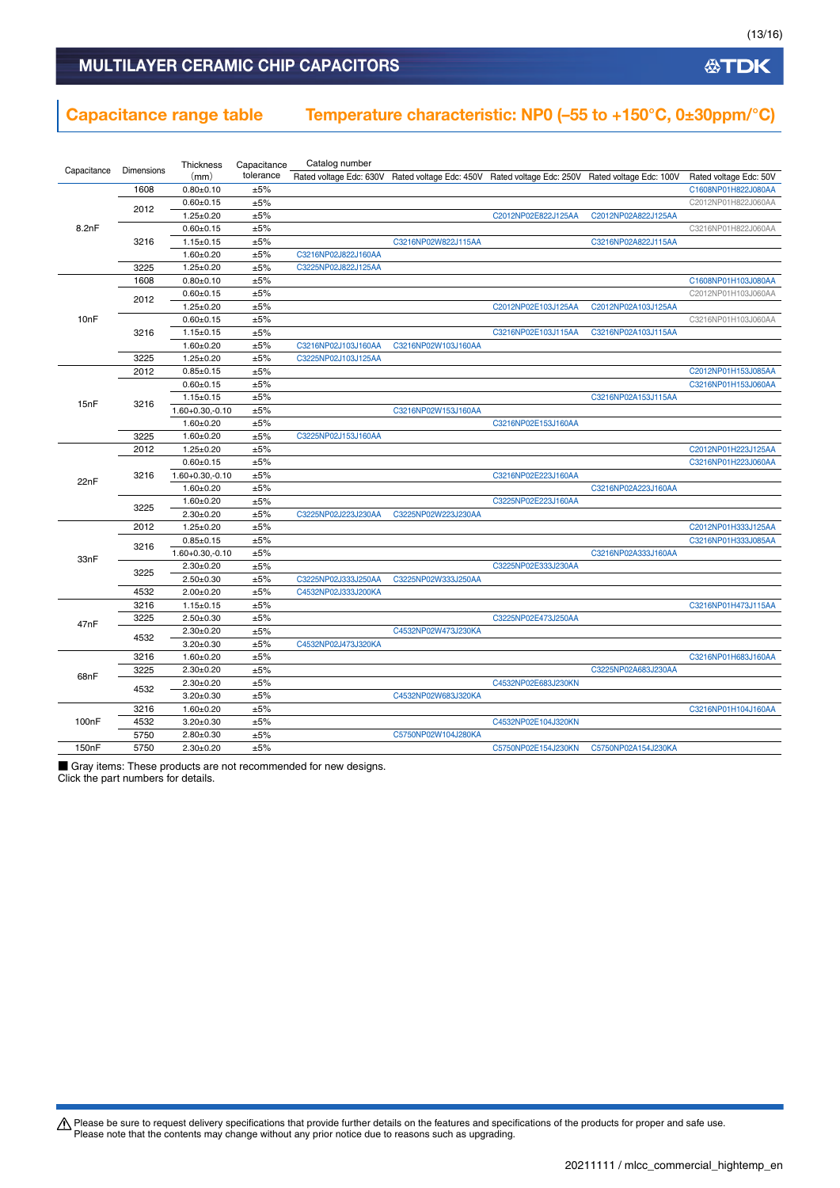# MULTILAYER CERAMIC CHIP CAPACITORS

## Capacitance range table    Temperature characteristic: NP0 (–55 to +150°C, 0±30ppm/°C)

| Capacitance | Dimensions | Thickness (mm) | Capacitance tolerance | Catalog number Rated voltage Edc: 630V | Rated voltage Edc: 450V | Rated voltage Edc: 250V | Rated voltage Edc: 100V | Rated voltage Edc: 50V |
|---|---|---|---|---|---|---|---|---|
| 8.2nF | 1608 | 0.80±0.10 | ±5% | | | | | C1608NP01H822J080AA |
| | 2012 | 0.60±0.15 | ±5% | | | | | C2012NP01H822J060AA |
| | | 1.25±0.20 | ±5% | | | C2012NP02E822J125AA | C2012NP02A822J125AA | |
| | 3216 | 0.60±0.15 | ±5% | | | | | C3216NP01H822J060AA |
| | | 1.15±0.15 | ±5% | | C3216NP02W822J115AA | | C3216NP02A822J115AA | |
| | | 1.60±0.20 | ±5% | C3216NP02J822J160AA | | | | |
| | 3225 | 1.25±0.20 | ±5% | C3225NP02J822J125AA | | | | |
| 10nF | 1608 | 0.80±0.10 | ±5% | | | | | C1608NP01H103J080AA |
| | 2012 | 0.60±0.15 | ±5% | | | | | C2012NP01H103J060AA |
| | | 1.25±0.20 | ±5% | | | C2012NP02E103J125AA | C2012NP02A103J125AA | |
| | 3216 | 0.60±0.15 | ±5% | | | | | C3216NP01H103J060AA |
| | | 1.15±0.15 | ±5% | | | C3216NP02E103J115AA | C3216NP02A103J115AA | |
| | | 1.60±0.20 | ±5% | C3216NP02J103J160AA | C3216NP02W103J160AA | | | |
| | 3225 | 1.25±0.20 | ±5% | C3225NP02J103J125AA | | | | |
| 15nF | 2012 | 0.85±0.15 | ±5% | | | | | C2012NP01H153J085AA |
| | 3216 | 0.60±0.15 | ±5% | | | | | C3216NP01H153J060AA |
| | | 1.15±0.15 | ±5% | | | | C3216NP02A153J115AA | |
| | | 1.60+0.30,-0.10 | ±5% | | C3216NP02W153J160AA | | | |
| | | 1.60±0.20 | ±5% | | | C3216NP02E153J160AA | | |
| | 3225 | 1.60±0.20 | ±5% | C3225NP02J153J160AA | | | | |
| 22nF | 2012 | 1.25±0.20 | ±5% | | | | | C2012NP01H223J125AA |
| | 3216 | 0.60±0.15 | ±5% | | | | | C3216NP01H223J060AA |
| | | 1.60+0.30,-0.10 | ±5% | | | C3216NP02E223J160AA | | |
| | | 1.60±0.20 | ±5% | | | | C3216NP02A223J160AA | |
| | 3225 | 1.60±0.20 | ±5% | | | C3225NP02E223J160AA | | |
| | | 2.30±0.20 | ±5% | C3225NP02J223J230AA | C3225NP02W223J230AA | | | |
| 33nF | 2012 | 1.25±0.20 | ±5% | | | | | C2012NP01H333J125AA |
| | 3216 | 0.85±0.15 | ±5% | | | | | C3216NP01H333J085AA |
| | | 1.60+0.30,-0.10 | ±5% | | | | C3216NP02A333J160AA | |
| | 3225 | 2.30±0.20 | ±5% | | | C3225NP02E333J230AA | | |
| | | 2.50±0.30 | ±5% | C3225NP02J333J250AA | C3225NP02W333J250AA | | | |
| | 4532 | 2.00±0.20 | ±5% | C4532NP02J333J200KA | | | | |
| 47nF | 3216 | 1.15±0.15 | ±5% | | | | | C3216NP01H473J115AA |
| | 3225 | 2.50±0.30 | ±5% | | | C3225NP02E473J250AA | | |
| | 4532 | 2.30±0.20 | ±5% | | C4532NP02W473J230KA | | | |
| | | 3.20±0.30 | ±5% | C4532NP02J473J320KA | | | | |
| 68nF | 3216 | 1.60±0.20 | ±5% | | | | | C3216NP01H683J160AA |
| | 3225 | 2.30±0.20 | ±5% | | | | C3225NP02A683J230AA | |
| | 4532 | 2.30±0.20 | ±5% | | | C4532NP02E683J230KN | | |
| | | 3.20±0.30 | ±5% | | C4532NP02W683J320KA | | | |
| 100nF | 3216 | 1.60±0.20 | ±5% | | | | | C3216NP01H104J160AA |
| | 4532 | 3.20±0.30 | ±5% | | | C4532NP02E104J320KN | | |
| | 5750 | 2.80±0.30 | ±5% | | C5750NP02W104J280KA | | | |
| 150nF | 5750 | 2.30±0.20 | ±5% | | | C5750NP02E154J230KN | C5750NP02A154J230KA | |

■ Gray items: These products are not recommended for new designs.
Click the part numbers for details.

⚠ Please be sure to request delivery specifications that provide further details on the features and specifications of the products for proper and safe use.
Please note that the contents may change without any prior notice due to reasons such as upgrading.

20211111 / mlcc_commercial_hightemp_en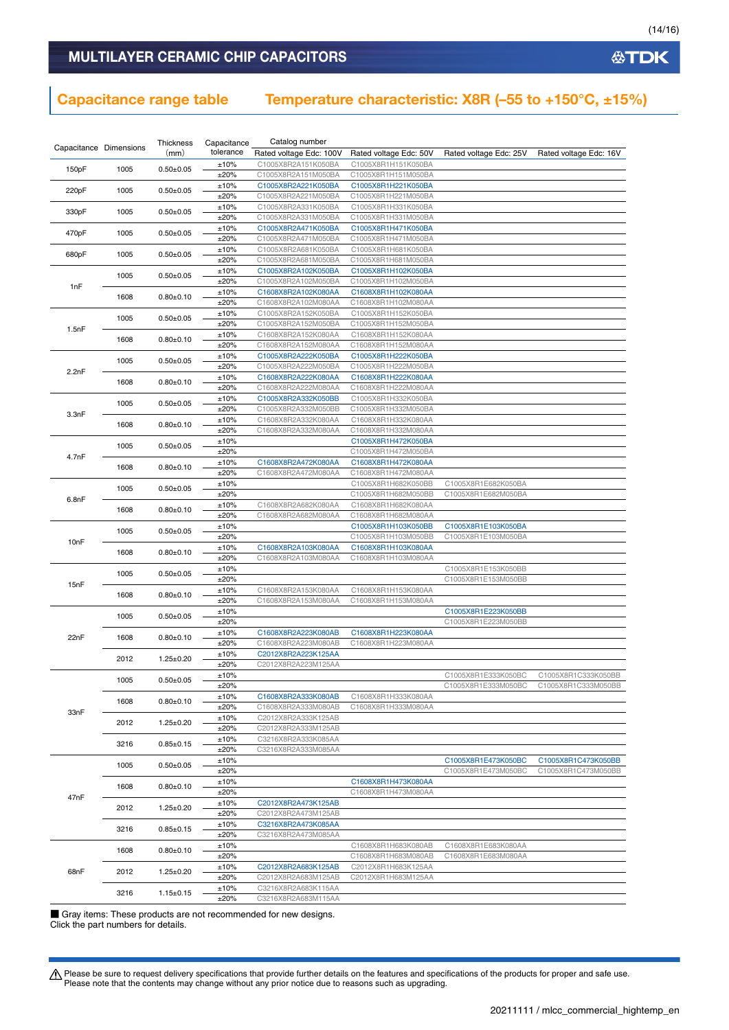# MULTILAYER CERAMIC CHIP CAPACITORS

## Capacitance range table    Temperature characteristic: X8R (–55 to +150°C, ±15%)

| Capacitance | Dimensions | Thickness (mm) | Capacitance tolerance | Catalog number | | | |
|---|---|---|---|---|---|---|---|
| | | | | Rated voltage Edc: 100V | Rated voltage Edc: 50V | Rated voltage Edc: 25V | Rated voltage Edc: 16V |
| 150pF | 1005 | 0.50±0.05 | ±10% | C1005X8R2A151K050BA | C1005X8R1H151K050BA | | |
| | | | ±20% | C1005X8R2A151M050BA | C1005X8R1H151M050BA | | |
| 220pF | 1005 | 0.50±0.05 | ±10% | C1005X8R2A221K050BA | C1005X8R1H221K050BA | | |
| | | | ±20% | C1005X8R2A221M050BA | C1005X8R1H221M050BA | | |
| 330pF | 1005 | 0.50±0.05 | ±10% | C1005X8R2A331K050BA | C1005X8R1H331K050BA | | |
| | | | ±20% | C1005X8R2A331M050BA | C1005X8R1H331M050BA | | |
| 470pF | 1005 | 0.50±0.05 | ±10% | C1005X8R2A471K050BA | C1005X8R1H471K050BA | | |
| | | | ±20% | C1005X8R2A471M050BA | C1005X8R1H471M050BA | | |
| 680pF | 1005 | 0.50±0.05 | ±10% | C1005X8R2A681K050BA | C1005X8R1H681K050BA | | |
| | | | ±20% | C1005X8R2A681M050BA | C1005X8R1H681M050BA | | |
| 1nF | 1005 | 0.50±0.05 | ±10% | C1005X8R2A102K050BA | C1005X8R1H102K050BA | | |
| | | | ±20% | C1005X8R2A102M050BA | C1005X8R1H102M050BA | | |
| | 1608 | 0.80±0.10 | ±10% | C1608X8R2A102K080AA | C1608X8R1H102K080AA | | |
| | | | ±20% | C1608X8R2A102M080AA | C1608X8R1H102M080AA | | |
| 1.5nF | 1005 | 0.50±0.05 | ±10% | C1005X8R2A152K050BA | C1005X8R1H152K050BA | | |
| | | | ±20% | C1005X8R2A152M050BA | C1005X8R1H152M050BA | | |
| | 1608 | 0.80±0.10 | ±10% | C1608X8R2A152K080AA | C1608X8R1H152K080AA | | |
| | | | ±20% | C1608X8R2A152M080AA | C1608X8R1H152M080AA | | |
| 2.2nF | 1005 | 0.50±0.05 | ±10% | C1005X8R2A222K050BA | C1005X8R1H222K050BA | | |
| | | | ±20% | C1005X8R2A222M050BA | C1005X8R1H222M050BA | | |
| | 1608 | 0.80±0.10 | ±10% | C1608X8R2A222K080AA | C1608X8R1H222K080AA | | |
| | | | ±20% | C1608X8R2A222M080AA | C1608X8R1H222M080AA | | |
| 3.3nF | 1005 | 0.50±0.05 | ±10% | C1005X8R2A332K050BB | C1005X8R1H332K050BA | | |
| | | | ±20% | C1005X8R2A332M050BB | C1005X8R1H332M050BA | | |
| | 1608 | 0.80±0.10 | ±10% | C1608X8R2A332K080AA | C1608X8R1H332K080AA | | |
| | | | ±20% | C1608X8R2A332M080AA | C1608X8R1H332M080AA | | |
| 4.7nF | 1005 | 0.50±0.05 | ±10% | | C1005X8R1H472K050BA | | |
| | | | ±20% | | C1005X8R1H472M050BA | | |
| | 1608 | 0.80±0.10 | ±10% | C1608X8R2A472K080AA | C1608X8R1H472K080AA | | |
| | | | ±20% | C1608X8R2A472M080AA | C1608X8R1H472M080AA | | |
| 6.8nF | 1005 | 0.50±0.05 | ±10% | | C1005X8R1H682K050BB | C1005X8R1E682K050BA | |
| | | | ±20% | | C1005X8R1H682M050BB | C1005X8R1E682M050BA | |
| | 1608 | 0.80±0.10 | ±10% | C1608X8R2A682K080AA | C1608X8R1H682K080AA | | |
| | | | ±20% | C1608X8R2A682M080AA | C1608X8R1H682M080AA | | |
| 10nF | 1005 | 0.50±0.05 | ±10% | | C1005X8R1H103K050BB | C1005X8R1E103K050BA | |
| | | | ±20% | | C1005X8R1H103M050BB | C1005X8R1E103M050BA | |
| | 1608 | 0.80±0.10 | ±10% | C1608X8R2A103K080AA | C1608X8R1H103K080AA | | |
| | | | ±20% | C1608X8R2A103M080AA | C1608X8R1H103M080AA | | |
| 15nF | 1005 | 0.50±0.05 | ±10% | | | C1005X8R1E153K050BB | |
| | | | ±20% | | | C1005X8R1E153M050BB | |
| | 1608 | 0.80±0.10 | ±10% | C1608X8R2A153K080AA | C1608X8R1H153K080AA | | |
| | | | ±20% | C1608X8R2A153M080AA | C1608X8R1H153M080AA | | |
| 22nF | 1005 | 0.50±0.05 | ±10% | | | C1005X8R1E223K050BB | |
| | | | ±20% | | | C1005X8R1E223M050BB | |
| | 1608 | 0.80±0.10 | ±10% | C1608X8R2A223K080AB | C1608X8R1H223K080AA | | |
| | | | ±20% | C1608X8R2A223M080AB | C1608X8R1H223M080AA | | |
| | 2012 | 1.25±0.20 | ±10% | C2012X8R2A223K125AA | | | |
| | | | ±20% | C2012X8R2A223M125AA | | | |
| 33nF | 1005 | 0.50±0.05 | ±10% | | | C1005X8R1E333K050BC | C1005X8R1C333K050BB |
| | | | ±20% | | | C1005X8R1E333M050BC | C1005X8R1C333M050BB |
| | 1608 | 0.80±0.10 | ±10% | C1608X8R2A333K080AB | C1608X8R1H333K080AA | | |
| | | | ±20% | C1608X8R2A333M080AB | C1608X8R1H333M080AA | | |
| | 2012 | 1.25±0.20 | ±10% | C2012X8R2A333K125AB | | | |
| | | | ±20% | C2012X8R2A333M125AB | | | |
| | 3216 | 0.85±0.15 | ±10% | C3216X8R2A333K085AA | | | |
| | | | ±20% | C3216X8R2A333M085AA | | | |
| 47nF | 1005 | 0.50±0.05 | ±10% | | | C1005X8R1E473K050BC | C1005X8R1C473K050BB |
| | | | ±20% | | | C1005X8R1E473M050BC | C1005X8R1C473M050BB |
| | 1608 | 0.80±0.10 | ±10% | | C1608X8R1H473K080AA | | |
| | | | ±20% | | C1608X8R1H473M080AA | | |
| | 2012 | 1.25±0.20 | ±10% | C2012X8R2A473K125AB | | | |
| | | | ±20% | C2012X8R2A473M125AB | | | |
| | 3216 | 0.85±0.15 | ±10% | C3216X8R2A473K085AA | | | |
| | | | ±20% | C3216X8R2A473M085AA | | | |
| 68nF | 1608 | 0.80±0.10 | ±10% | | C1608X8R1H683K080AB | C1608X8R1E683K080AA | |
| | | | ±20% | | C1608X8R1H683M080AB | C1608X8R1E683M080AA | |
| | 2012 | 1.25±0.20 | ±10% | C2012X8R2A683K125AB | C2012X8R1H683K125AA | | |
| | | | ±20% | C2012X8R2A683M125AB | C2012X8R1H683M125AA | | |
| | 3216 | 1.15±0.15 | ±10% | C3216X8R2A683K115AA | | | |
| | | | ±20% | C3216X8R2A683M115AA | | | |

■ Gray items: These products are not recommended for new designs.
Click the part numbers for details.

⚠ Please be sure to request delivery specifications that provide further details on the features and specifications of the products for proper and safe use.
Please note that the contents may change without any prior notice due to reasons such as upgrading.

20211111 / mlcc_commercial_hightemp_en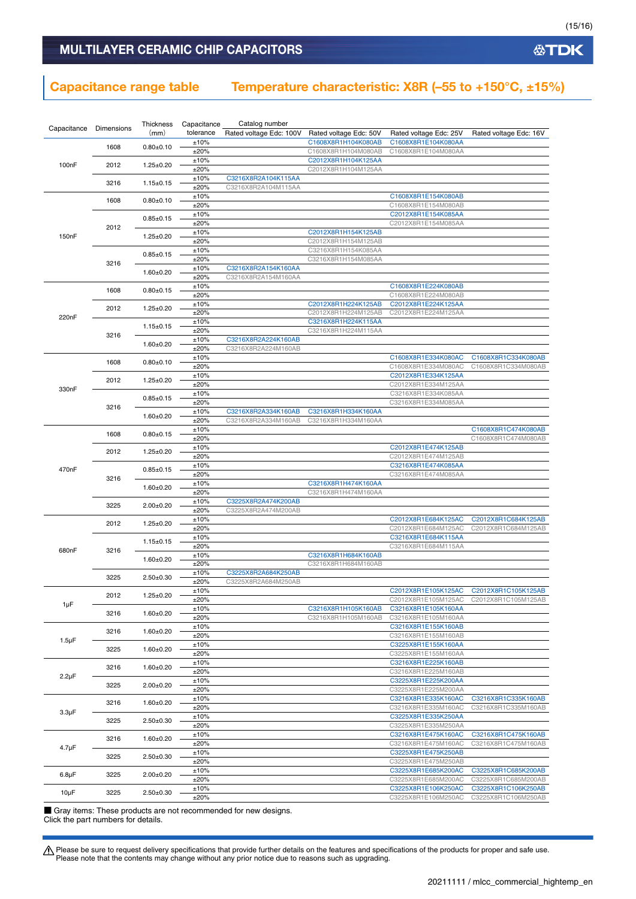# MULTILAYER CERAMIC CHIP CAPACITORS

## Capacitance range table    Temperature characteristic: X8R (–55 to +150°C, ±15%)

| Capacitance | Dimensions | Thickness (mm) | Capacitance tolerance | Catalog number Rated voltage Edc: 100V | Rated voltage Edc: 50V | Rated voltage Edc: 25V | Rated voltage Edc: 16V |
|---|---|---|---|---|---|---|---|
| 100nF | 1608 | 0.80±0.10 | ±10% | | C1608X8R1H104K080AB | C1608X8R1E104K080AA | |
| | | | ±20% | | C1608X8R1H104M080AB | C1608X8R1E104M080AA | |
| | 2012 | 1.25±0.20 | ±10% | | C2012X8R1H104K125AA | | |
| | | | ±20% | | C2012X8R1H104M125AA | | |
| | 3216 | 1.15±0.15 | ±10% | C3216X8R2A104K115AA | | | |
| | | | ±20% | C3216X8R2A104M115AA | | | |
| 150nF | 1608 | 0.80±0.10 | ±10% | | | C1608X8R1E154K080AB | |
| | | | ±20% | | | C1608X8R1E154M080AB | |
| | 2012 | 0.85±0.15 | ±10% | | | C2012X8R1E154K085AA | |
| | | | ±20% | | | C2012X8R1E154M085AA | |
| | | 1.25±0.20 | ±10% | | C2012X8R1H154K125AB | | |
| | | | ±20% | | C2012X8R1H154M125AB | | |
| | 3216 | 0.85±0.15 | ±10% | | C3216X8R1H154K085AA | | |
| | | | ±20% | | C3216X8R1H154M085AA | | |
| | | 1.60±0.20 | ±10% | C3216X8R2A154K160AA | | | |
| | | | ±20% | C3216X8R2A154M160AA | | | |
| 220nF | 1608 | 0.80±0.15 | ±10% | | | C1608X8R1E224K080AB | |
| | | | ±20% | | | C1608X8R1E224M080AB | |
| | 2012 | 1.25±0.20 | ±10% | | C2012X8R1H224K125AB | C2012X8R1E224K125AA | |
| | | | ±20% | | C2012X8R1H224M125AB | C2012X8R1E224M125AA | |
| | 3216 | 1.15±0.15 | ±10% | | C3216X8R1H224K115AA | | |
| | | | ±20% | | C3216X8R1H224M115AA | | |
| | | 1.60±0.20 | ±10% | C3216X8R2A224K160AB | | | |
| | | | ±20% | C3216X8R2A224M160AB | | | |
| 330nF | 1608 | 0.80±0.10 | ±10% | | | C1608X8R1E334K080AC | C1608X8R1C334K080AB |
| | | | ±20% | | | C1608X8R1E334M080AC | C1608X8R1C334M080AB |
| | 2012 | 1.25±0.20 | ±10% | | | C2012X8R1E334K125AA | |
| | | | ±20% | | | C2012X8R1E334M125AA | |
| | 3216 | 0.85±0.15 | ±10% | | | C3216X8R1E334K085AA | |
| | | | ±20% | | | C3216X8R1E334M085AA | |
| | | 1.60±0.20 | ±10% | C3216X8R2A334K160AB | C3216X8R1H334K160AA | | |
| | | | ±20% | C3216X8R2A334M160AB | C3216X8R1H334M160AA | | |
| 470nF | 1608 | 0.80±0.15 | ±10% | | | | C1608X8R1C474K080AB |
| | | | ±20% | | | | C1608X8R1C474M080AB |
| | 2012 | 1.25±0.20 | ±10% | | | C2012X8R1E474K125AB | |
| | | | ±20% | | | C2012X8R1E474M125AB | |
| | 3216 | 0.85±0.15 | ±10% | | | C3216X8R1E474K085AA | |
| | | | ±20% | | | C3216X8R1E474M085AA | |
| | | 1.60±0.20 | ±10% | | C3216X8R1H474K160AA | | |
| | | | ±20% | | C3216X8R1H474M160AA | | |
| | 3225 | 2.00±0.20 | ±10% | C3225X8R2A474K200AB | | | |
| | | | ±20% | C3225X8R2A474M200AB | | | |
| 680nF | 2012 | 1.25±0.20 | ±10% | | | C2012X8R1E684K125AC | C2012X8R1C684K125AB |
| | | | ±20% | | | C2012X8R1E684M125AC | C2012X8R1C684M125AB |
| | 3216 | 1.15±0.15 | ±10% | | | C3216X8R1E684K115AA | |
| | | | ±20% | | | C3216X8R1E684M115AA | |
| | | 1.60±0.20 | ±10% | | C3216X8R1H684K160AB | | |
| | | | ±20% | | C3216X8R1H684M160AB | | |
| | 3225 | 2.50±0.30 | ±10% | C3225X8R2A684K250AB | | | |
| | | | ±20% | C3225X8R2A684M250AB | | | |
| 1μF | 2012 | 1.25±0.20 | ±10% | | | C2012X8R1E105K125AC | C2012X8R1C105K125AB |
| | | | ±20% | | | C2012X8R1E105M125AC | C2012X8R1C105M125AB |
| | 3216 | 1.60±0.20 | ±10% | | C3216X8R1H105K160AB | C3216X8R1E105K160AA | |
| | | | ±20% | | C3216X8R1H105M160AB | C3216X8R1E105M160AA | |
| 1.5μF | 3216 | 1.60±0.20 | ±10% | | | C3216X8R1E155K160AB | |
| | | | ±20% | | | C3216X8R1E155M160AB | |
| | 3225 | 1.60±0.20 | ±10% | | | C3225X8R1E155K160AA | |
| | | | ±20% | | | C3225X8R1E155M160AA | |
| 2.2μF | 3216 | 1.60±0.20 | ±10% | | | C3216X8R1E225K160AB | |
| | | | ±20% | | | C3216X8R1E225M160AB | |
| | 3225 | 2.00±0.20 | ±10% | | | C3225X8R1E225K200AA | |
| | | | ±20% | | | C3225X8R1E225M200AA | |
| 3.3μF | 3216 | 1.60±0.20 | ±10% | | | C3216X8R1E335K160AC | C3216X8R1C335K160AB |
| | | | ±20% | | | C3216X8R1E335M160AC | C3216X8R1C335M160AB |
| | 3225 | 2.50±0.30 | ±10% | | | C3225X8R1E335K250AA | |
| | | | ±20% | | | C3225X8R1E335M250AA | |
| 4.7μF | 3216 | 1.60±0.20 | ±10% | | | C3216X8R1E475K160AC | C3216X8R1C475K160AB |
| | | | ±20% | | | C3216X8R1E475M160AC | C3216X8R1C475M160AB |
| | 3225 | 2.50±0.30 | ±10% | | | C3225X8R1E475K250AB | |
| | | | ±20% | | | C3225X8R1E475M250AB | |
| 6.8μF | 3225 | 2.00±0.20 | ±10% | | | C3225X8R1E685K200AC | C3225X8R1C685K200AB |
| | | | ±20% | | | C3225X8R1E685M200AC | C3225X8R1C685M200AB |
| 10μF | 3225 | 2.50±0.30 | ±10% | | | C3225X8R1E106K250AC | C3225X8R1C106K250AB |
| | | | ±20% | | | C3225X8R1E106M250AC | C3225X8R1C106M250AB |

■ Gray items: These products are not recommended for new designs.
Click the part numbers for details.

⚠ Please be sure to request delivery specifications that provide further details on the features and specifications of the products for proper and safe use.
Please note that the contents may change without any prior notice due to reasons such as upgrading.

20211111 / mlcc_commercial_hightemp_en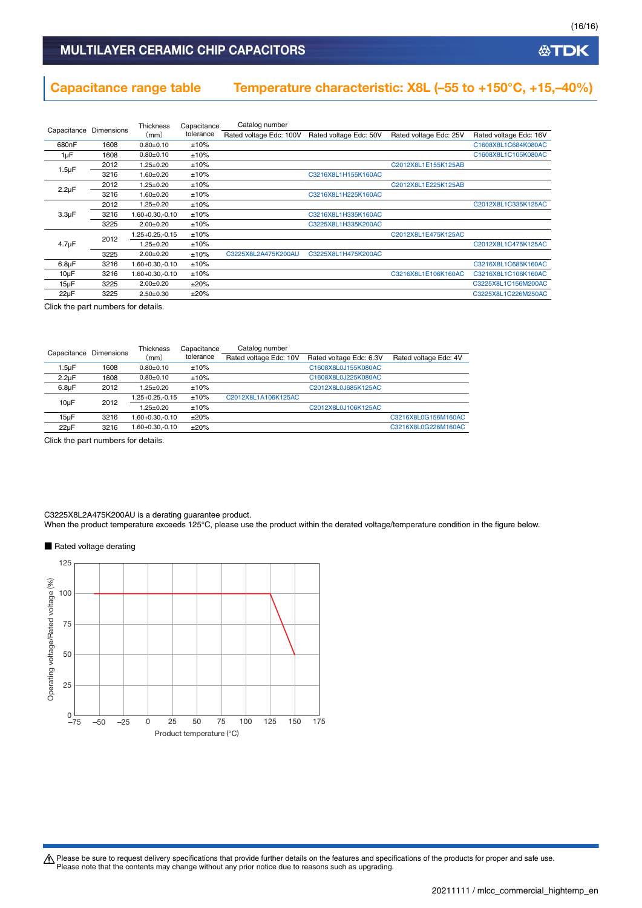# MULTILAYER CERAMIC CHIP CAPACITORS

## Capacitance range table    Temperature characteristic: X8L (–55 to +150°C, +15,–40%)

| Capacitance | Dimensions | Thickness (mm) | Capacitance tolerance | Catalog number Rated voltage Edc: 100V | Rated voltage Edc: 50V | Rated voltage Edc: 25V | Rated voltage Edc: 16V |
|---|---|---|---|---|---|---|---|
| 680nF | 1608 | 0.80±0.10 | ±10% | | | | C1608X8L1C684K080AC |
| 1µF | 1608 | 0.80±0.10 | ±10% | | | | C1608X8L1C105K080AC |
| 1.5µF | 2012 | 1.25±0.20 | ±10% | | | C2012X8L1E155K125AB | |
| | 3216 | 1.60±0.20 | ±10% | | C3216X8L1H155K160AC | | |
| 2.2µF | 2012 | 1.25±0.20 | ±10% | | | C2012X8L1E225K125AB | |
| | 3216 | 1.60±0.20 | ±10% | | C3216X8L1H225K160AC | | |
| 3.3µF | 2012 | 1.25±0.20 | ±10% | | | | C2012X8L1C335K125AC |
| | 3216 | 1.60+0.30,-0.10 | ±10% | | C3216X8L1H335K160AC | | |
| | 3225 | 2.00±0.20 | ±10% | | C3225X8L1H335K200AC | | |
| 4.7µF | 2012 | 1.25+0.25,-0.15 | ±10% | | | C2012X8L1E475K125AC | |
| | | 1.25±0.20 | ±10% | | | | C2012X8L1C475K125AC |
| | 3225 | 2.00±0.20 | ±10% | C3225X8L2A475K200AU | C3225X8L1H475K200AC | | |
| 6.8µF | 3216 | 1.60+0.30,-0.10 | ±10% | | | | C3216X8L1C685K160AC |
| 10µF | 3216 | 1.60+0.30,-0.10 | ±10% | | | C3216X8L1E106K160AC | C3216X8L1C106K160AC |
| 15µF | 3225 | 2.00±0.20 | ±20% | | | | C3225X8L1C156M200AC |
| 22µF | 3225 | 2.50±0.30 | ±20% | | | | C3225X8L1C226M250AC |

Click the part numbers for details.

| Capacitance | Dimensions | Thickness (mm) | Capacitance tolerance | Catalog number Rated voltage Edc: 10V | Rated voltage Edc: 6.3V | Rated voltage Edc: 4V |
|---|---|---|---|---|---|---|
| 1.5µF | 1608 | 0.80±0.10 | ±10% | | C1608X8L0J155K080AC | |
| 2.2µF | 1608 | 0.80±0.10 | ±10% | | C1608X8L0J225K080AC | |
| 6.8µF | 2012 | 1.25±0.20 | ±10% | | C2012X8L0J685K125AC | |
| 10µF | 2012 | 1.25+0.25,-0.15 | ±10% | C2012X8L1A106K125AC | | |
| | | 1.25±0.20 | ±10% | | C2012X8L0J106K125AC | |
| 15µF | 3216 | 1.60+0.30,-0.10 | ±20% | | | C3216X8L0G156M160AC |
| 22µF | 3216 | 1.60+0.30,-0.10 | ±20% | | | C3216X8L0G226M160AC |

Click the part numbers for details.

C3225X8L2A475K200AU is a derating guarantee product.
When the product temperature exceeds 125°C, please use the product within the derated voltage/temperature condition in the figure below.

■ Rated voltage derating

Operating voltage/Rated voltage (%)
125
100
75
50
25
0
–75 –50 –25 0 25 50 75 100 125 150 175
Product temperature (°C)

⚠ Please be sure to request delivery specifications that provide further details on the features and specifications of the products for proper and safe use.
Please note that the contents may change without any prior notice due to reasons such as upgrading.

20211111 / mlcc_commercial_hightemp_en